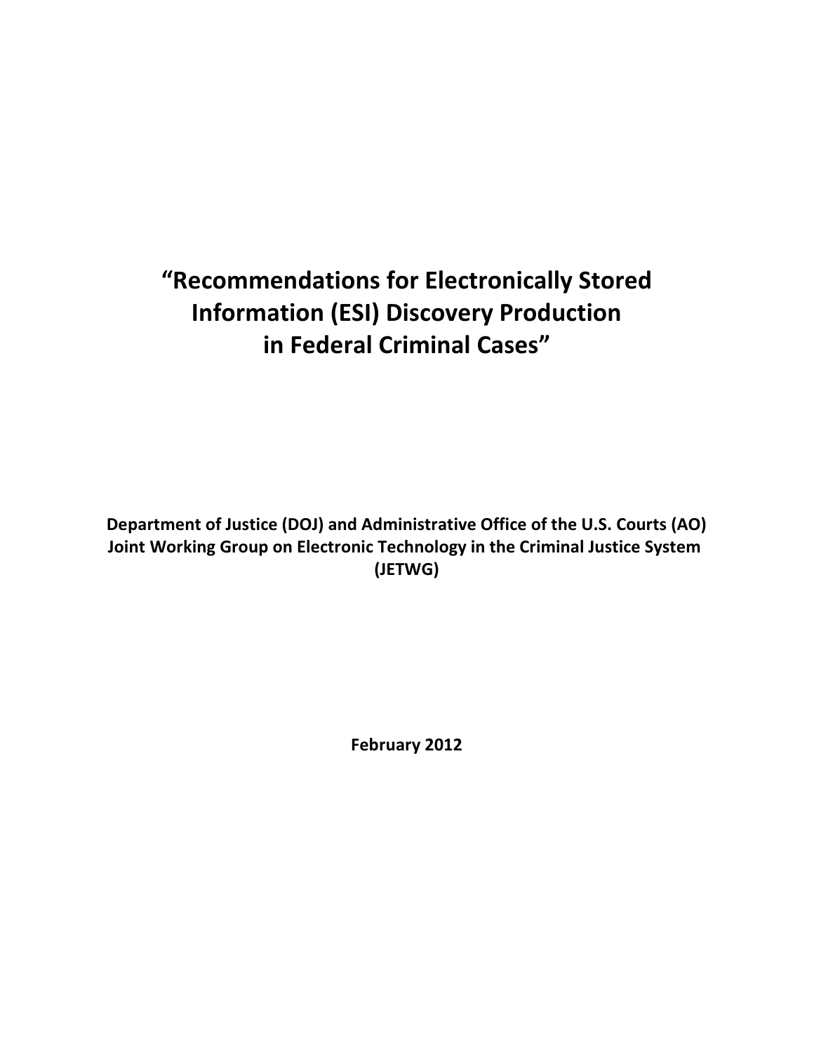# "Recommendations for Electronically Stored Information (ESI) Discovery Production in Federal Criminal Cases"

**Department of Justice (DOJ) and Administrative Office of the U.S. Courts (AO) Joint Working Group on Electronic Technology in the Criminal Justice System (JETWG)**

**February 2012**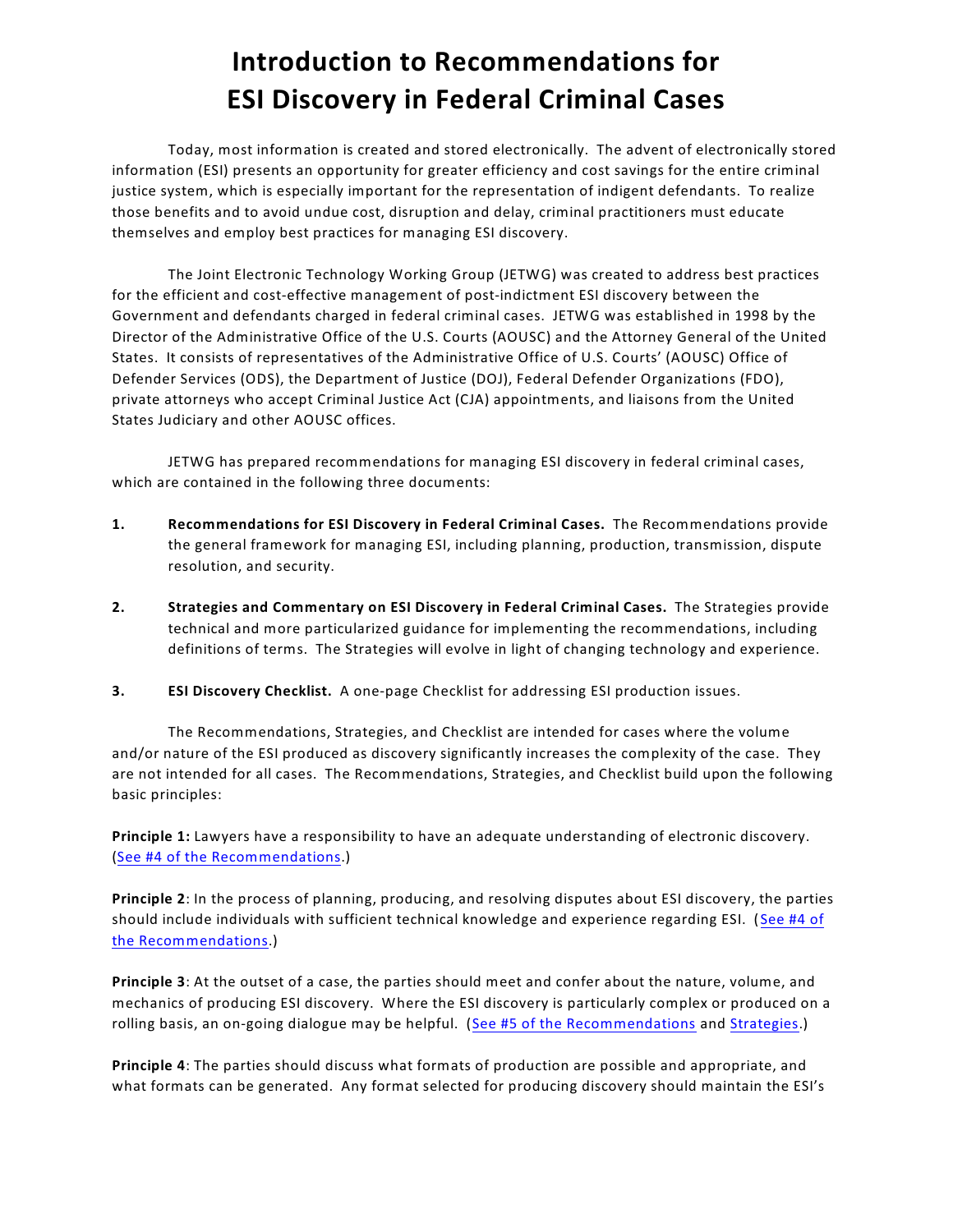# Introduction to Recommendations for ESI Discovery in Federal Criminal Cases

Today, most information is created and stored electronically. The advent of electronically stored information (ESI) presents an opportunity for greater efficiency and cost savings for the entire criminal justice system, which is especially important for the representation of indigent defendants. To realize those benefits and to avoid undue cost, disruption and delay, criminal practitioners must educate themselves and employ best practices for managing ESI discovery.

The Joint Electronic Technology Working Group (JETWG) was created to address best practices for the efficient and cost-effective management of post-indictment ESI discovery between the Government and defendants charged in federal criminal cases. JETWG was established in 1998 by the Director of the Administrative Office of the U.S. Courts (AOUSC) and the Attorney General of the United States. It consists of representatives of the Administrative Office of U.S. Courts' (AOUSC) Office of Defender Services (ODS), the Department of Justice (DOJ), Federal Defender Organizations (FDO), private attorneys who accept Criminal Justice Act (CJA) appointments, and liaisons from the United States Judiciary and other AOUSC offices.

JETWG has prepared recommendations for managing ESI discovery in federal criminal cases, which are contained in the following three documents:

1. **Recommendations for ESI Discovery in Federal Criminal Cases.** The Recommendations provide the general framework for managing ESI, including planning, production, transmission, dispute resolution, and security.

2. **Strategies and Commentary on ESI Discovery in Federal Criminal Cases.** The Strategies provide technical and more particularized guidance for implementing the recommendations, including definitions of terms. The Strategies will evolve in light of changing technology and experience.

3. **ESI Discovery Checklist.** A one-page Checklist for addressing ESI production issues.

The Recommendations, Strategies, and Checklist are intended for cases where the volume and/or nature of the ESI produced as discovery significantly increases the complexity of the case. They are not intended for all cases. The Recommendations, Strategies, and Checklist build upon the following basic principles:

**Principle 1:** Lawyers have a responsibility to have an adequate understanding of electronic discovery. (See #4 of the Recommendations.)

**Principle 2**: In the process of planning, producing, and resolving disputes about ESI discovery, the parties should include individuals with sufficient technical knowledge and experience regarding ESI. (See #4 of the Recommendations.)

**Principle 3**: At the outset of a case, the parties should meet and confer about the nature, volume, and mechanics of producing ESI discovery. Where the ESI discovery is particularly complex or produced on a rolling basis, an on-going dialogue may be helpful. (See #5 of the Recommendations and Strategies.)

**Principle 4**: The parties should discuss what formats of production are possible and appropriate, and what formats can be generated. Any format selected for producing discovery should maintain the ESI's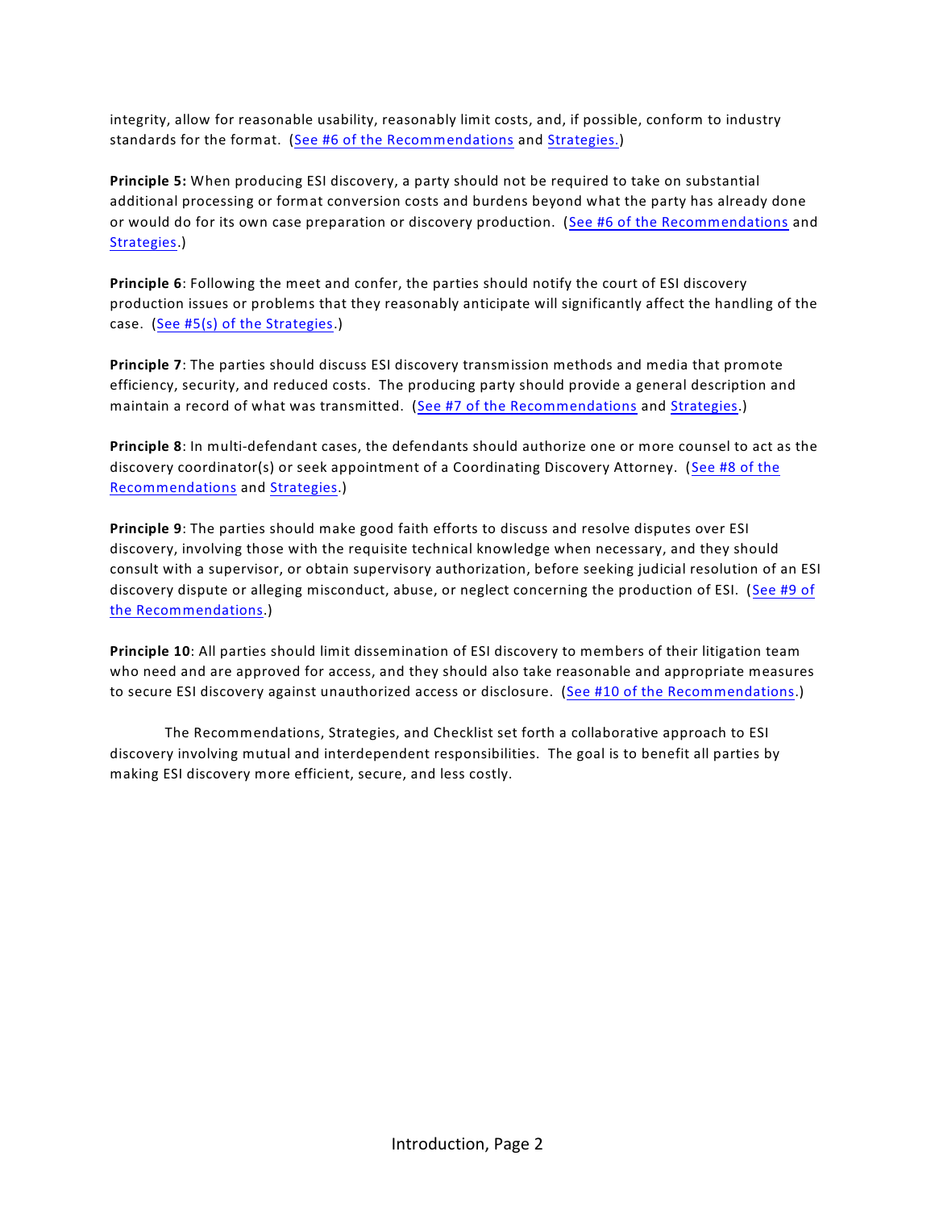integrity, allow for reasonable usability, reasonably limit costs, and, if possible, conform to industry standards for the format. (See #6 of the Recommendations and Strategies.)

**Principle 5:** When producing ESI discovery, a party should not be required to take on substantial additional processing or format conversion costs and burdens beyond what the party has already done or would do for its own case preparation or discovery production. (See #6 of the Recommendations and Strategies.)

**Principle 6**: Following the meet and confer, the parties should notify the court of ESI discovery production issues or problems that they reasonably anticipate will significantly affect the handling of the case. (See #5(s) of the Strategies.)

**Principle 7**: The parties should discuss ESI discovery transmission methods and media that promote efficiency, security, and reduced costs. The producing party should provide a general description and maintain a record of what was transmitted. (See #7 of the Recommendations and Strategies.)

**Principle 8**: In multi-defendant cases, the defendants should authorize one or more counsel to act as the discovery coordinator(s) or seek appointment of a Coordinating Discovery Attorney. (See #8 of the Recommendations and Strategies.)

**Principle 9**: The parties should make good faith efforts to discuss and resolve disputes over ESI discovery, involving those with the requisite technical knowledge when necessary, and they should consult with a supervisor, or obtain supervisory authorization, before seeking judicial resolution of an ESI discovery dispute or alleging misconduct, abuse, or neglect concerning the production of ESI. (See #9 of the Recommendations.)

**Principle 10**: All parties should limit dissemination of ESI discovery to members of their litigation team who need and are approved for access, and they should also take reasonable and appropriate measures to secure ESI discovery against unauthorized access or disclosure. (See #10 of the Recommendations.)

The Recommendations, Strategies, and Checklist set forth a collaborative approach to ESI discovery involving mutual and interdependent responsibilities. The goal is to benefit all parties by making ESI discovery more efficient, secure, and less costly.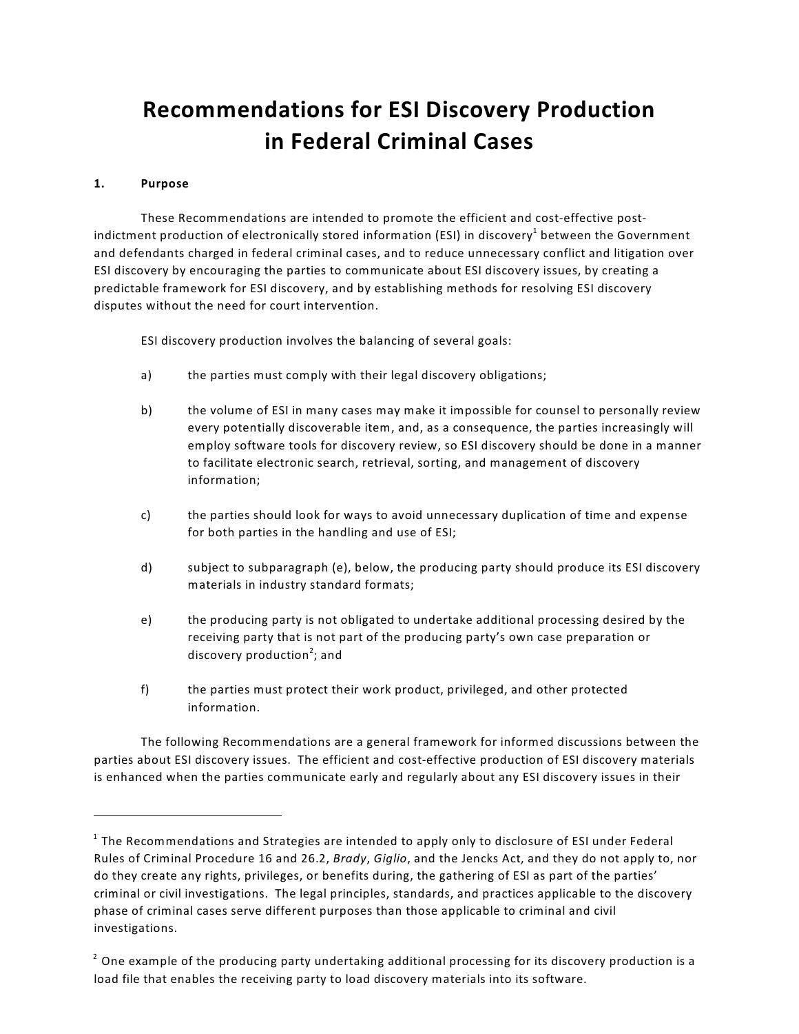# Recommendations for ESI Discovery Production in Federal Criminal Cases

**1. Purpose**

These Recommendations are intended to promote the efficient and cost-effective post-indictment production of electronically stored information (ESI) in discovery[1] between the Government and defendants charged in federal criminal cases, and to reduce unnecessary conflict and litigation over ESI discovery by encouraging the parties to communicate about ESI discovery issues, by creating a predictable framework for ESI discovery, and by establishing methods for resolving ESI discovery disputes without the need for court intervention.

ESI discovery production involves the balancing of several goals:

a) the parties must comply with their legal discovery obligations;

b) the volume of ESI in many cases may make it impossible for counsel to personally review every potentially discoverable item, and, as a consequence, the parties increasingly will employ software tools for discovery review, so ESI discovery should be done in a manner to facilitate electronic search, retrieval, sorting, and management of discovery information;

c) the parties should look for ways to avoid unnecessary duplication of time and expense for both parties in the handling and use of ESI;

d) subject to subparagraph (e), below, the producing party should produce its ESI discovery materials in industry standard formats;

e) the producing party is not obligated to undertake additional processing desired by the receiving party that is not part of the producing party's own case preparation or discovery production[2]; and

f) the parties must protect their work product, privileged, and other protected information.

The following Recommendations are a general framework for informed discussions between the parties about ESI discovery issues. The efficient and cost-effective production of ESI discovery materials is enhanced when the parties communicate early and regularly about any ESI discovery issues in their

---

[1] The Recommendations and Strategies are intended to apply only to disclosure of ESI under Federal Rules of Criminal Procedure 16 and 26.2, *Brady*, *Giglio*, and the Jencks Act, and they do not apply to, nor do they create any rights, privileges, or benefits during, the gathering of ESI as part of the parties' criminal or civil investigations. The legal principles, standards, and practices applicable to the discovery phase of criminal cases serve different purposes than those applicable to criminal and civil investigations.

[2] One example of the producing party undertaking additional processing for its discovery production is a load file that enables the receiving party to load discovery materials into its software.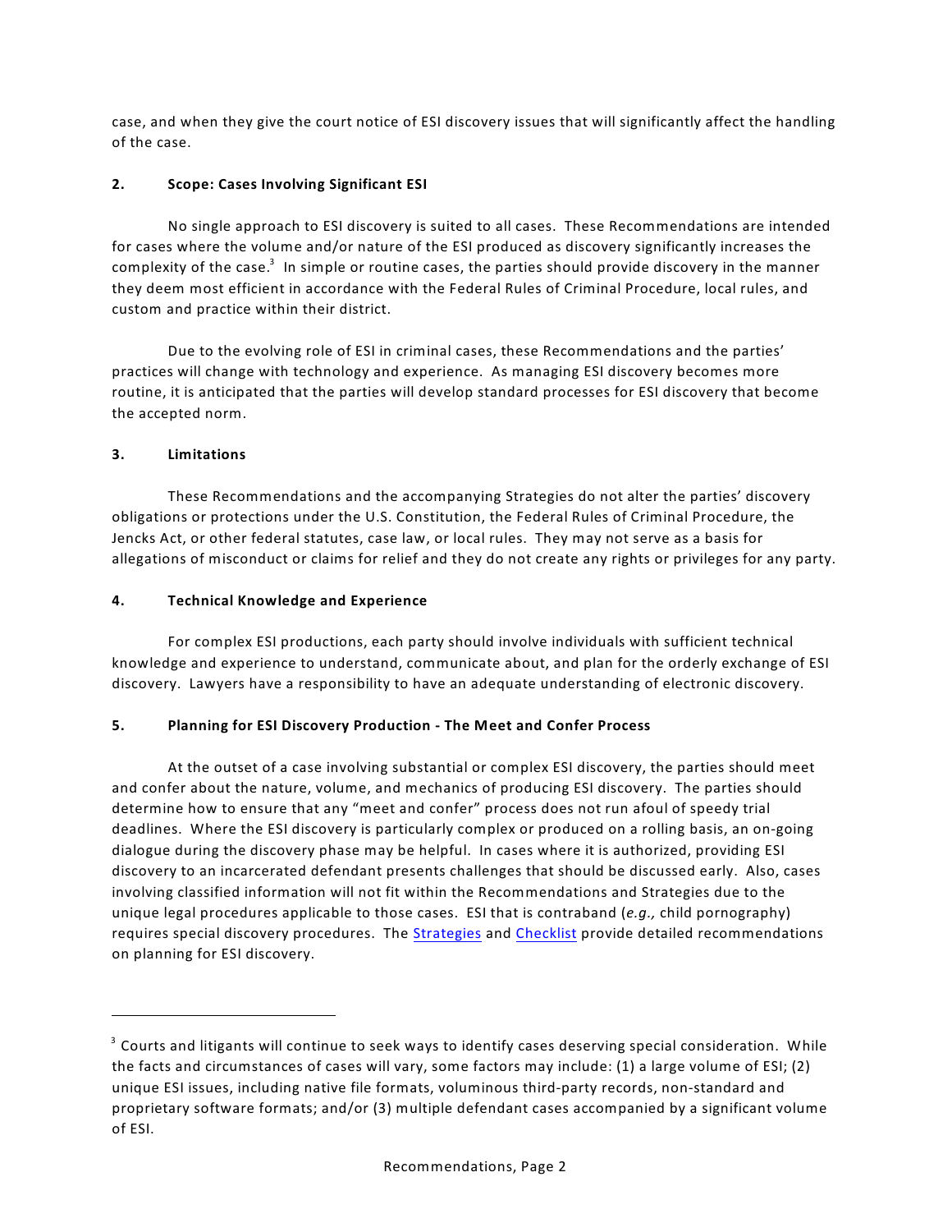case, and when they give the court notice of ESI discovery issues that will significantly affect the handling of the case.

**2. Scope: Cases Involving Significant ESI**

No single approach to ESI discovery is suited to all cases. These Recommendations are intended for cases where the volume and/or nature of the ESI produced as discovery significantly increases the complexity of the case.[3] In simple or routine cases, the parties should provide discovery in the manner they deem most efficient in accordance with the Federal Rules of Criminal Procedure, local rules, and custom and practice within their district.

Due to the evolving role of ESI in criminal cases, these Recommendations and the parties' practices will change with technology and experience. As managing ESI discovery becomes more routine, it is anticipated that the parties will develop standard processes for ESI discovery that become the accepted norm.

**3. Limitations**

These Recommendations and the accompanying Strategies do not alter the parties' discovery obligations or protections under the U.S. Constitution, the Federal Rules of Criminal Procedure, the Jencks Act, or other federal statutes, case law, or local rules. They may not serve as a basis for allegations of misconduct or claims for relief and they do not create any rights or privileges for any party.

**4. Technical Knowledge and Experience**

For complex ESI productions, each party should involve individuals with sufficient technical knowledge and experience to understand, communicate about, and plan for the orderly exchange of ESI discovery. Lawyers have a responsibility to have an adequate understanding of electronic discovery.

**5. Planning for ESI Discovery Production - The Meet and Confer Process**

At the outset of a case involving substantial or complex ESI discovery, the parties should meet and confer about the nature, volume, and mechanics of producing ESI discovery. The parties should determine how to ensure that any "meet and confer" process does not run afoul of speedy trial deadlines. Where the ESI discovery is particularly complex or produced on a rolling basis, an on-going dialogue during the discovery phase may be helpful. In cases where it is authorized, providing ESI discovery to an incarcerated defendant presents challenges that should be discussed early. Also, cases involving classified information will not fit within the Recommendations and Strategies due to the unique legal procedures applicable to those cases. ESI that is contraband (*e.g.,* child pornography) requires special discovery procedures. The Strategies and Checklist provide detailed recommendations on planning for ESI discovery.

---

[3] Courts and litigants will continue to seek ways to identify cases deserving special consideration. While the facts and circumstances of cases will vary, some factors may include: (1) a large volume of ESI; (2) unique ESI issues, including native file formats, voluminous third-party records, non-standard and proprietary software formats; and/or (3) multiple defendant cases accompanied by a significant volume of ESI.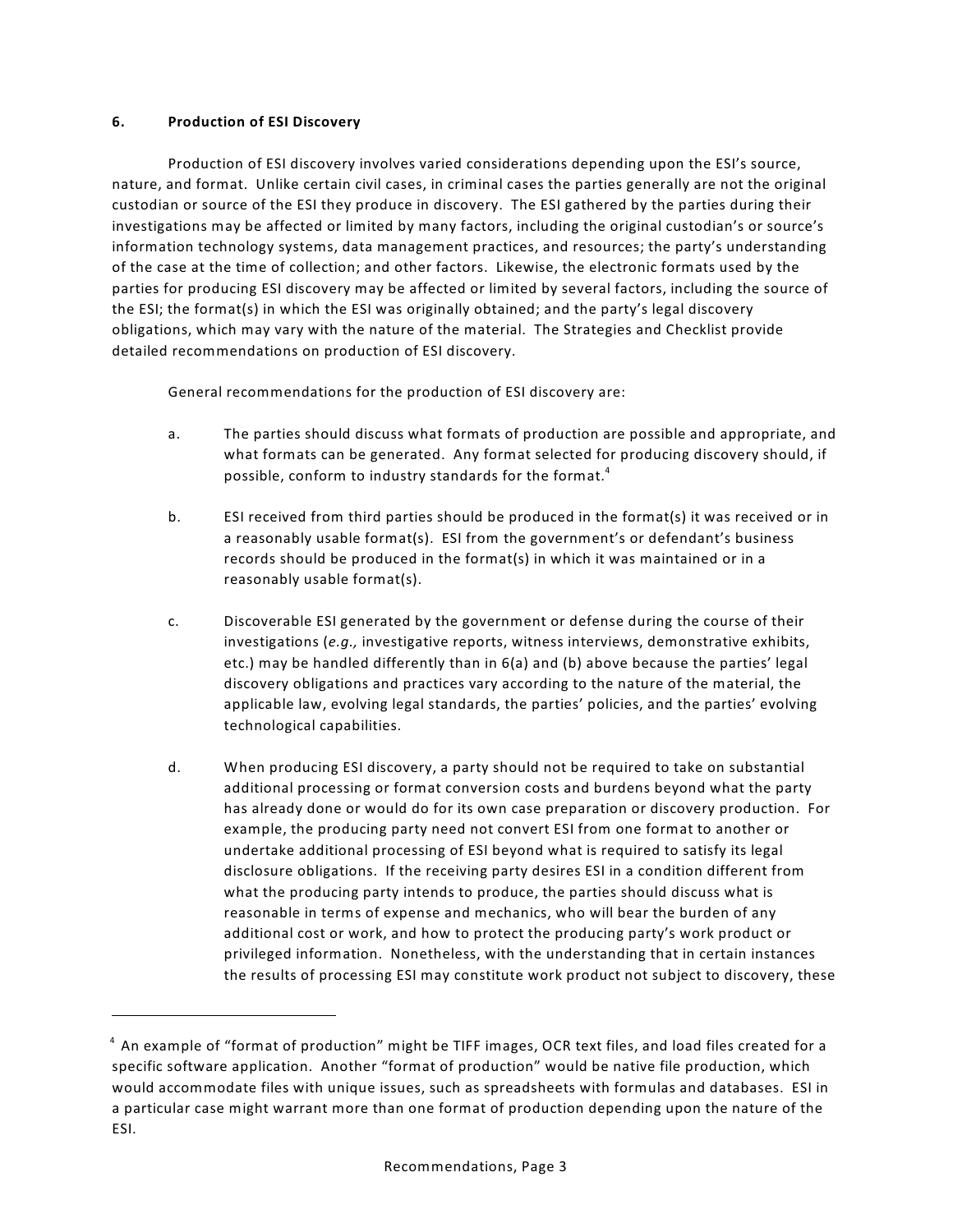### 6. Production of ESI Discovery

Production of ESI discovery involves varied considerations depending upon the ESI's source, nature, and format. Unlike certain civil cases, in criminal cases the parties generally are not the original custodian or source of the ESI they produce in discovery. The ESI gathered by the parties during their investigations may be affected or limited by many factors, including the original custodian's or source's information technology systems, data management practices, and resources; the party's understanding of the case at the time of collection; and other factors. Likewise, the electronic formats used by the parties for producing ESI discovery may be affected or limited by several factors, including the source of the ESI; the format(s) in which the ESI was originally obtained; and the party's legal discovery obligations, which may vary with the nature of the material. The Strategies and Checklist provide detailed recommendations on production of ESI discovery.

General recommendations for the production of ESI discovery are:

a. The parties should discuss what formats of production are possible and appropriate, and what formats can be generated. Any format selected for producing discovery should, if possible, conform to industry standards for the format.[4]

b. ESI received from third parties should be produced in the format(s) it was received or in a reasonably usable format(s). ESI from the government's or defendant's business records should be produced in the format(s) in which it was maintained or in a reasonably usable format(s).

c. Discoverable ESI generated by the government or defense during the course of their investigations (*e.g.,* investigative reports, witness interviews, demonstrative exhibits, etc.) may be handled differently than in 6(a) and (b) above because the parties' legal discovery obligations and practices vary according to the nature of the material, the applicable law, evolving legal standards, the parties' policies, and the parties' evolving technological capabilities.

d. When producing ESI discovery, a party should not be required to take on substantial additional processing or format conversion costs and burdens beyond what the party has already done or would do for its own case preparation or discovery production. For example, the producing party need not convert ESI from one format to another or undertake additional processing of ESI beyond what is required to satisfy its legal disclosure obligations. If the receiving party desires ESI in a condition different from what the producing party intends to produce, the parties should discuss what is reasonable in terms of expense and mechanics, who will bear the burden of any additional cost or work, and how to protect the producing party's work product or privileged information. Nonetheless, with the understanding that in certain instances the results of processing ESI may constitute work product not subject to discovery, these

---

[4] An example of "format of production" might be TIFF images, OCR text files, and load files created for a specific software application. Another "format of production" would be native file production, which would accommodate files with unique issues, such as spreadsheets with formulas and databases. ESI in a particular case might warrant more than one format of production depending upon the nature of the ESI.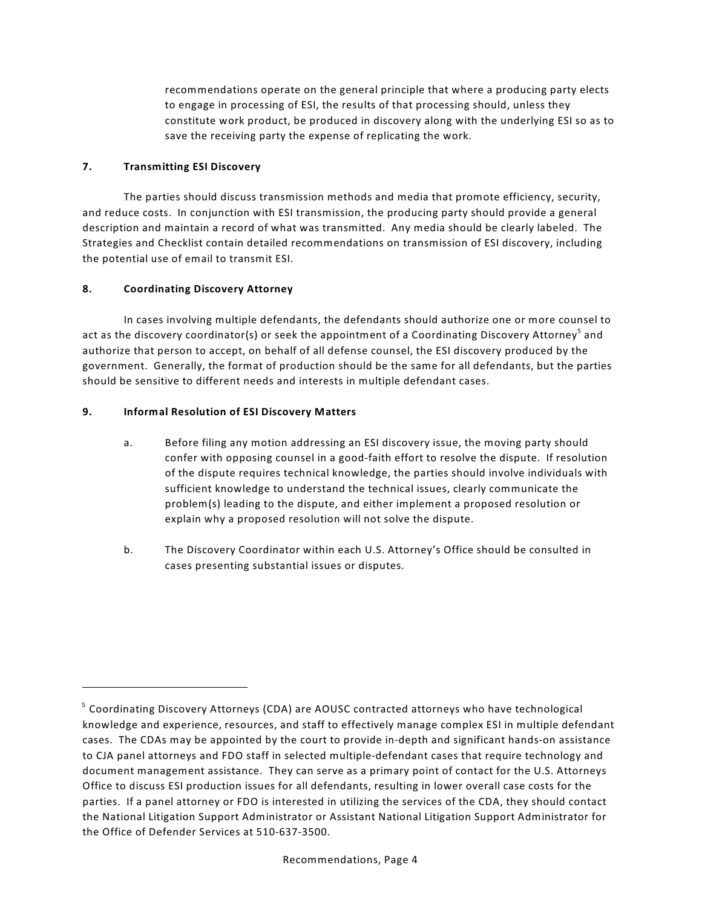recommendations operate on the general principle that where a producing party elects to engage in processing of ESI, the results of that processing should, unless they constitute work product, be produced in discovery along with the underlying ESI so as to save the receiving party the expense of replicating the work.

**7. Transmitting ESI Discovery**

The parties should discuss transmission methods and media that promote efficiency, security, and reduce costs. In conjunction with ESI transmission, the producing party should provide a general description and maintain a record of what was transmitted. Any media should be clearly labeled. The Strategies and Checklist contain detailed recommendations on transmission of ESI discovery, including the potential use of email to transmit ESI.

**8. Coordinating Discovery Attorney**

In cases involving multiple defendants, the defendants should authorize one or more counsel to act as the discovery coordinator(s) or seek the appointment of a Coordinating Discovery Attorney[5] and authorize that person to accept, on behalf of all defense counsel, the ESI discovery produced by the government. Generally, the format of production should be the same for all defendants, but the parties should be sensitive to different needs and interests in multiple defendant cases.

**9. Informal Resolution of ESI Discovery Matters**

a. Before filing any motion addressing an ESI discovery issue, the moving party should confer with opposing counsel in a good-faith effort to resolve the dispute. If resolution of the dispute requires technical knowledge, the parties should involve individuals with sufficient knowledge to understand the technical issues, clearly communicate the problem(s) leading to the dispute, and either implement a proposed resolution or explain why a proposed resolution will not solve the dispute.

b. The Discovery Coordinator within each U.S. Attorney's Office should be consulted in cases presenting substantial issues or disputes.

---

[5] Coordinating Discovery Attorneys (CDA) are AOUSC contracted attorneys who have technological knowledge and experience, resources, and staff to effectively manage complex ESI in multiple defendant cases. The CDAs may be appointed by the court to provide in-depth and significant hands-on assistance to CJA panel attorneys and FDO staff in selected multiple-defendant cases that require technology and document management assistance. They can serve as a primary point of contact for the U.S. Attorneys Office to discuss ESI production issues for all defendants, resulting in lower overall case costs for the parties. If a panel attorney or FDO is interested in utilizing the services of the CDA, they should contact the National Litigation Support Administrator or Assistant National Litigation Support Administrator for the Office of Defender Services at 510-637-3500.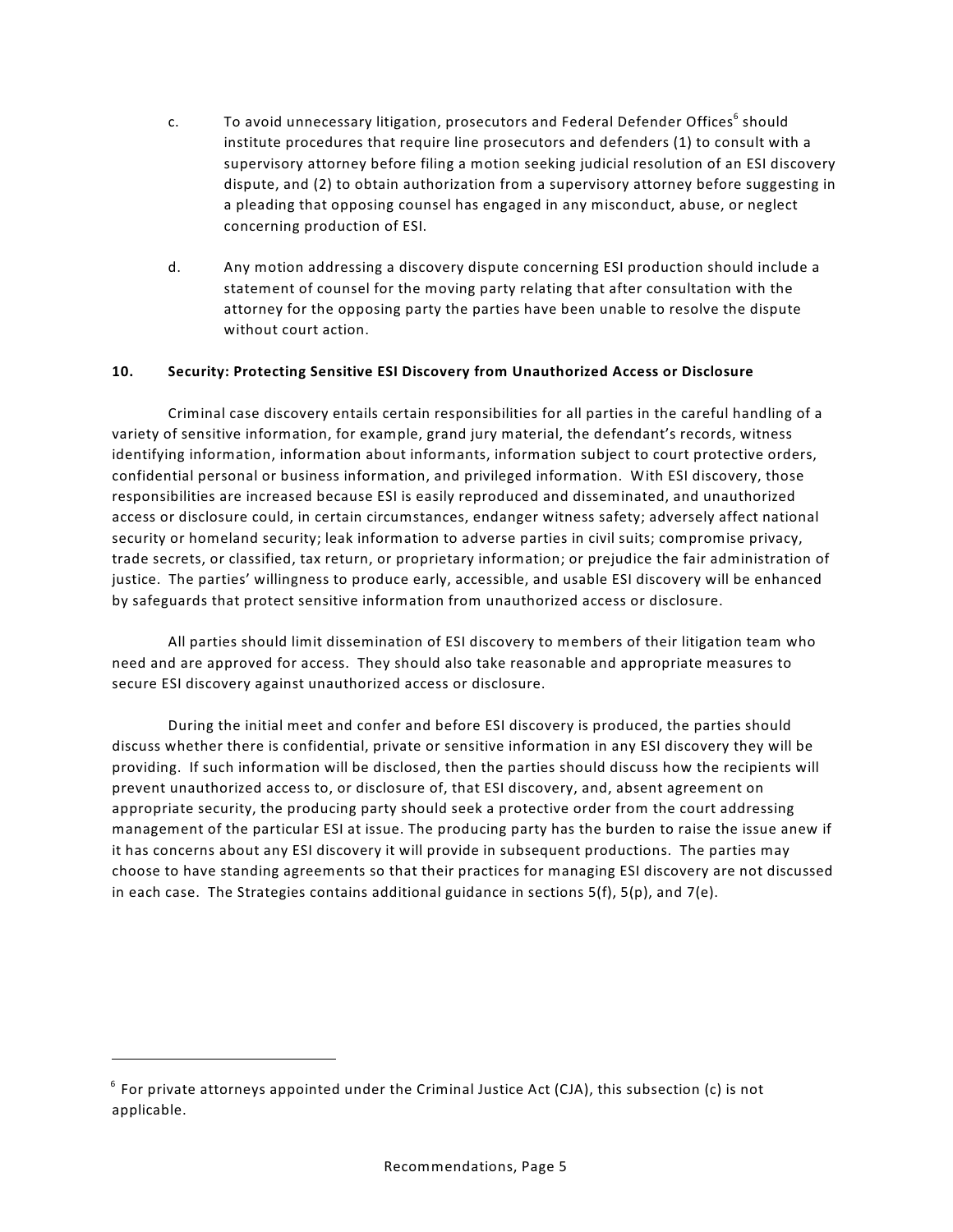c. To avoid unnecessary litigation, prosecutors and Federal Defender Offices[6] should institute procedures that require line prosecutors and defenders (1) to consult with a supervisory attorney before filing a motion seeking judicial resolution of an ESI discovery dispute, and (2) to obtain authorization from a supervisory attorney before suggesting in a pleading that opposing counsel has engaged in any misconduct, abuse, or neglect concerning production of ESI.

d. Any motion addressing a discovery dispute concerning ESI production should include a statement of counsel for the moving party relating that after consultation with the attorney for the opposing party the parties have been unable to resolve the dispute without court action.

**10. Security: Protecting Sensitive ESI Discovery from Unauthorized Access or Disclosure**

Criminal case discovery entails certain responsibilities for all parties in the careful handling of a variety of sensitive information, for example, grand jury material, the defendant's records, witness identifying information, information about informants, information subject to court protective orders, confidential personal or business information, and privileged information. With ESI discovery, those responsibilities are increased because ESI is easily reproduced and disseminated, and unauthorized access or disclosure could, in certain circumstances, endanger witness safety; adversely affect national security or homeland security; leak information to adverse parties in civil suits; compromise privacy, trade secrets, or classified, tax return, or proprietary information; or prejudice the fair administration of justice. The parties' willingness to produce early, accessible, and usable ESI discovery will be enhanced by safeguards that protect sensitive information from unauthorized access or disclosure.

All parties should limit dissemination of ESI discovery to members of their litigation team who need and are approved for access. They should also take reasonable and appropriate measures to secure ESI discovery against unauthorized access or disclosure.

During the initial meet and confer and before ESI discovery is produced, the parties should discuss whether there is confidential, private or sensitive information in any ESI discovery they will be providing. If such information will be disclosed, then the parties should discuss how the recipients will prevent unauthorized access to, or disclosure of, that ESI discovery, and, absent agreement on appropriate security, the producing party should seek a protective order from the court addressing management of the particular ESI at issue. The producing party has the burden to raise the issue anew if it has concerns about any ESI discovery it will provide in subsequent productions. The parties may choose to have standing agreements so that their practices for managing ESI discovery are not discussed in each case. The Strategies contains additional guidance in sections 5(f), 5(p), and 7(e).

[6] For private attorneys appointed under the Criminal Justice Act (CJA), this subsection (c) is not applicable.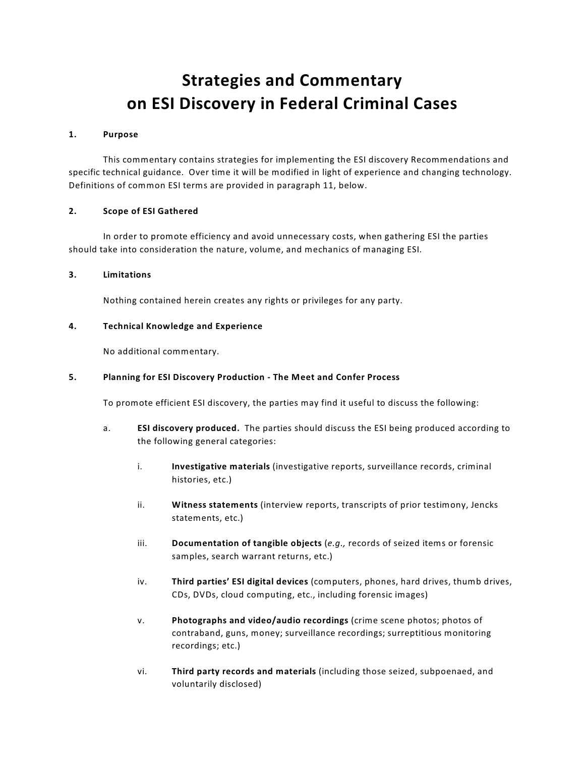# Strategies and Commentary on ESI Discovery in Federal Criminal Cases

## 1. Purpose

This commentary contains strategies for implementing the ESI discovery Recommendations and specific technical guidance. Over time it will be modified in light of experience and changing technology. Definitions of common ESI terms are provided in paragraph 11, below.

## 2. Scope of ESI Gathered

In order to promote efficiency and avoid unnecessary costs, when gathering ESI the parties should take into consideration the nature, volume, and mechanics of managing ESI.

## 3. Limitations

Nothing contained herein creates any rights or privileges for any party.

## 4. Technical Knowledge and Experience

No additional commentary.

## 5. Planning for ESI Discovery Production - The Meet and Confer Process

To promote efficient ESI discovery, the parties may find it useful to discuss the following:

a. **ESI discovery produced.** The parties should discuss the ESI being produced according to the following general categories:

   i. **Investigative materials** (investigative reports, surveillance records, criminal histories, etc.)

   ii. **Witness statements** (interview reports, transcripts of prior testimony, Jencks statements, etc.)

   iii. **Documentation of tangible objects** (*e.g.,* records of seized items or forensic samples, search warrant returns, etc.)

   iv. **Third parties' ESI digital devices** (computers, phones, hard drives, thumb drives, CDs, DVDs, cloud computing, etc., including forensic images)

   v. **Photographs and video/audio recordings** (crime scene photos; photos of contraband, guns, money; surveillance recordings; surreptitious monitoring recordings; etc.)

   vi. **Third party records and materials** (including those seized, subpoenaed, and voluntarily disclosed)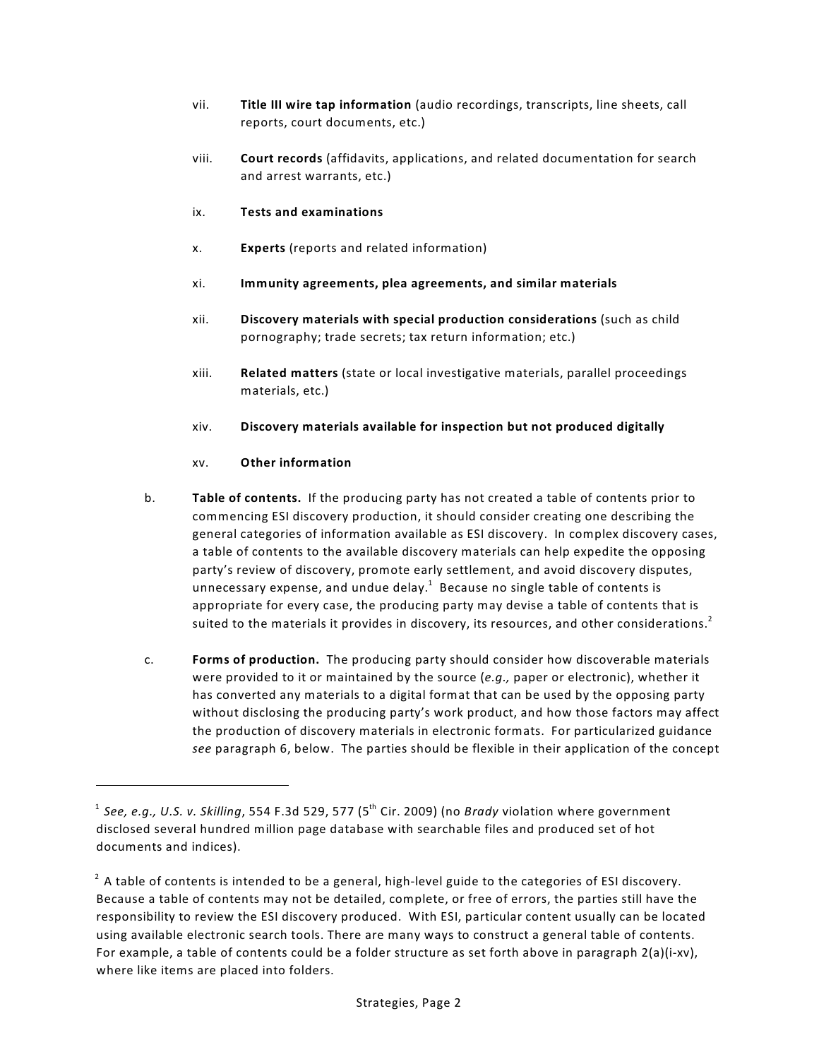vii. **Title III wire tap information** (audio recordings, transcripts, line sheets, call reports, court documents, etc.)

viii. **Court records** (affidavits, applications, and related documentation for search and arrest warrants, etc.)

ix. **Tests and examinations**

x. **Experts** (reports and related information)

xi. **Immunity agreements, plea agreements, and similar materials**

xii. **Discovery materials with special production considerations** (such as child pornography; trade secrets; tax return information; etc.)

xiii. **Related matters** (state or local investigative materials, parallel proceedings materials, etc.)

xiv. **Discovery materials available for inspection but not produced digitally**

xv. **Other information**

b. **Table of contents.** If the producing party has not created a table of contents prior to commencing ESI discovery production, it should consider creating one describing the general categories of information available as ESI discovery. In complex discovery cases, a table of contents to the available discovery materials can help expedite the opposing party's review of discovery, promote early settlement, and avoid discovery disputes, unnecessary expense, and undue delay.[1] Because no single table of contents is appropriate for every case, the producing party may devise a table of contents that is suited to the materials it provides in discovery, its resources, and other considerations.[2]

c. **Forms of production.** The producing party should consider how discoverable materials were provided to it or maintained by the source (*e.g.,* paper or electronic), whether it has converted any materials to a digital format that can be used by the opposing party without disclosing the producing party's work product, and how those factors may affect the production of discovery materials in electronic formats. For particularized guidance *see* paragraph 6, below. The parties should be flexible in their application of the concept

---

[1] *See, e.g., U.S. v. Skilling*, 554 F.3d 529, 577 (5th Cir. 2009) (no *Brady* violation where government disclosed several hundred million page database with searchable files and produced set of hot documents and indices).

[2] A table of contents is intended to be a general, high-level guide to the categories of ESI discovery. Because a table of contents may not be detailed, complete, or free of errors, the parties still have the responsibility to review the ESI discovery produced. With ESI, particular content usually can be located using available electronic search tools. There are many ways to construct a general table of contents. For example, a table of contents could be a folder structure as set forth above in paragraph 2(a)(i-xv), where like items are placed into folders.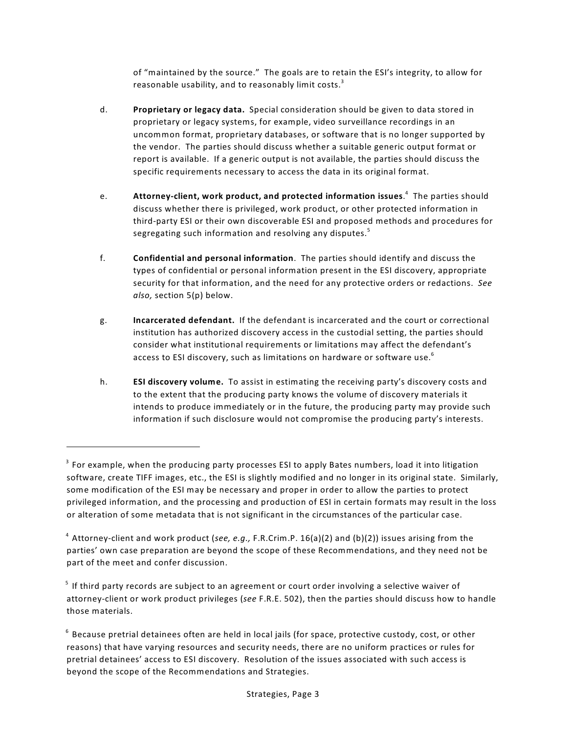of "maintained by the source." The goals are to retain the ESI's integrity, to allow for reasonable usability, and to reasonably limit costs.[3]

d. **Proprietary or legacy data.** Special consideration should be given to data stored in proprietary or legacy systems, for example, video surveillance recordings in an uncommon format, proprietary databases, or software that is no longer supported by the vendor. The parties should discuss whether a suitable generic output format or report is available. If a generic output is not available, the parties should discuss the specific requirements necessary to access the data in its original format.

e. **Attorney-client, work product, and protected information issues**.[4] The parties should discuss whether there is privileged, work product, or other protected information in third-party ESI or their own discoverable ESI and proposed methods and procedures for segregating such information and resolving any disputes.[5]

f. **Confidential and personal information**. The parties should identify and discuss the types of confidential or personal information present in the ESI discovery, appropriate security for that information, and the need for any protective orders or redactions. *See also,* section 5(p) below.

g. **Incarcerated defendant.** If the defendant is incarcerated and the court or correctional institution has authorized discovery access in the custodial setting, the parties should consider what institutional requirements or limitations may affect the defendant's access to ESI discovery, such as limitations on hardware or software use.[6]

h. **ESI discovery volume.** To assist in estimating the receiving party's discovery costs and to the extent that the producing party knows the volume of discovery materials it intends to produce immediately or in the future, the producing party may provide such information if such disclosure would not compromise the producing party's interests.

---

[3] For example, when the producing party processes ESI to apply Bates numbers, load it into litigation software, create TIFF images, etc., the ESI is slightly modified and no longer in its original state. Similarly, some modification of the ESI may be necessary and proper in order to allow the parties to protect privileged information, and the processing and production of ESI in certain formats may result in the loss or alteration of some metadata that is not significant in the circumstances of the particular case.

[4] Attorney-client and work product (*see, e.g.,* F.R.Crim.P. 16(a)(2) and (b)(2)) issues arising from the parties' own case preparation are beyond the scope of these Recommendations, and they need not be part of the meet and confer discussion.

[5] If third party records are subject to an agreement or court order involving a selective waiver of attorney-client or work product privileges (*see* F.R.E. 502), then the parties should discuss how to handle those materials.

[6] Because pretrial detainees often are held in local jails (for space, protective custody, cost, or other reasons) that have varying resources and security needs, there are no uniform practices or rules for pretrial detainees' access to ESI discovery. Resolution of the issues associated with such access is beyond the scope of the Recommendations and Strategies.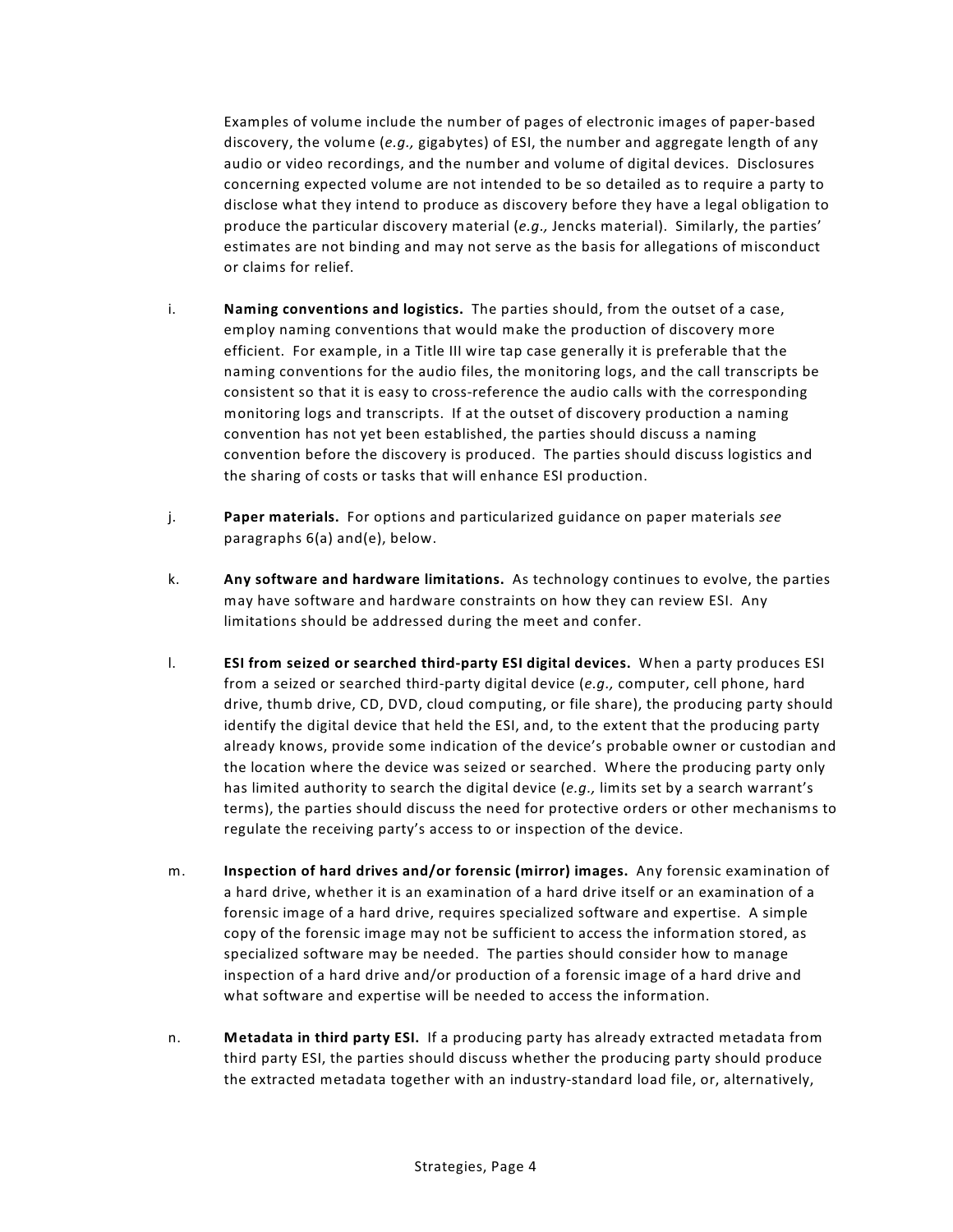Examples of volume include the number of pages of electronic images of paper-based discovery, the volume (*e.g.,* gigabytes) of ESI, the number and aggregate length of any audio or video recordings, and the number and volume of digital devices. Disclosures concerning expected volume are not intended to be so detailed as to require a party to disclose what they intend to produce as discovery before they have a legal obligation to produce the particular discovery material (*e.g.,* Jencks material). Similarly, the parties' estimates are not binding and may not serve as the basis for allegations of misconduct or claims for relief.

i. **Naming conventions and logistics.** The parties should, from the outset of a case, employ naming conventions that would make the production of discovery more efficient. For example, in a Title III wire tap case generally it is preferable that the naming conventions for the audio files, the monitoring logs, and the call transcripts be consistent so that it is easy to cross-reference the audio calls with the corresponding monitoring logs and transcripts. If at the outset of discovery production a naming convention has not yet been established, the parties should discuss a naming convention before the discovery is produced. The parties should discuss logistics and the sharing of costs or tasks that will enhance ESI production.

j. **Paper materials.** For options and particularized guidance on paper materials *see* paragraphs 6(a) and(e), below.

k. **Any software and hardware limitations.** As technology continues to evolve, the parties may have software and hardware constraints on how they can review ESI. Any limitations should be addressed during the meet and confer.

l. **ESI from seized or searched third-party ESI digital devices.** When a party produces ESI from a seized or searched third-party digital device (*e.g.,* computer, cell phone, hard drive, thumb drive, CD, DVD, cloud computing, or file share), the producing party should identify the digital device that held the ESI, and, to the extent that the producing party already knows, provide some indication of the device's probable owner or custodian and the location where the device was seized or searched. Where the producing party only has limited authority to search the digital device (*e.g.,* limits set by a search warrant's terms), the parties should discuss the need for protective orders or other mechanisms to regulate the receiving party's access to or inspection of the device.

m. **Inspection of hard drives and/or forensic (mirror) images.** Any forensic examination of a hard drive, whether it is an examination of a hard drive itself or an examination of a forensic image of a hard drive, requires specialized software and expertise. A simple copy of the forensic image may not be sufficient to access the information stored, as specialized software may be needed. The parties should consider how to manage inspection of a hard drive and/or production of a forensic image of a hard drive and what software and expertise will be needed to access the information.

n. **Metadata in third party ESI.** If a producing party has already extracted metadata from third party ESI, the parties should discuss whether the producing party should produce the extracted metadata together with an industry-standard load file, or, alternatively,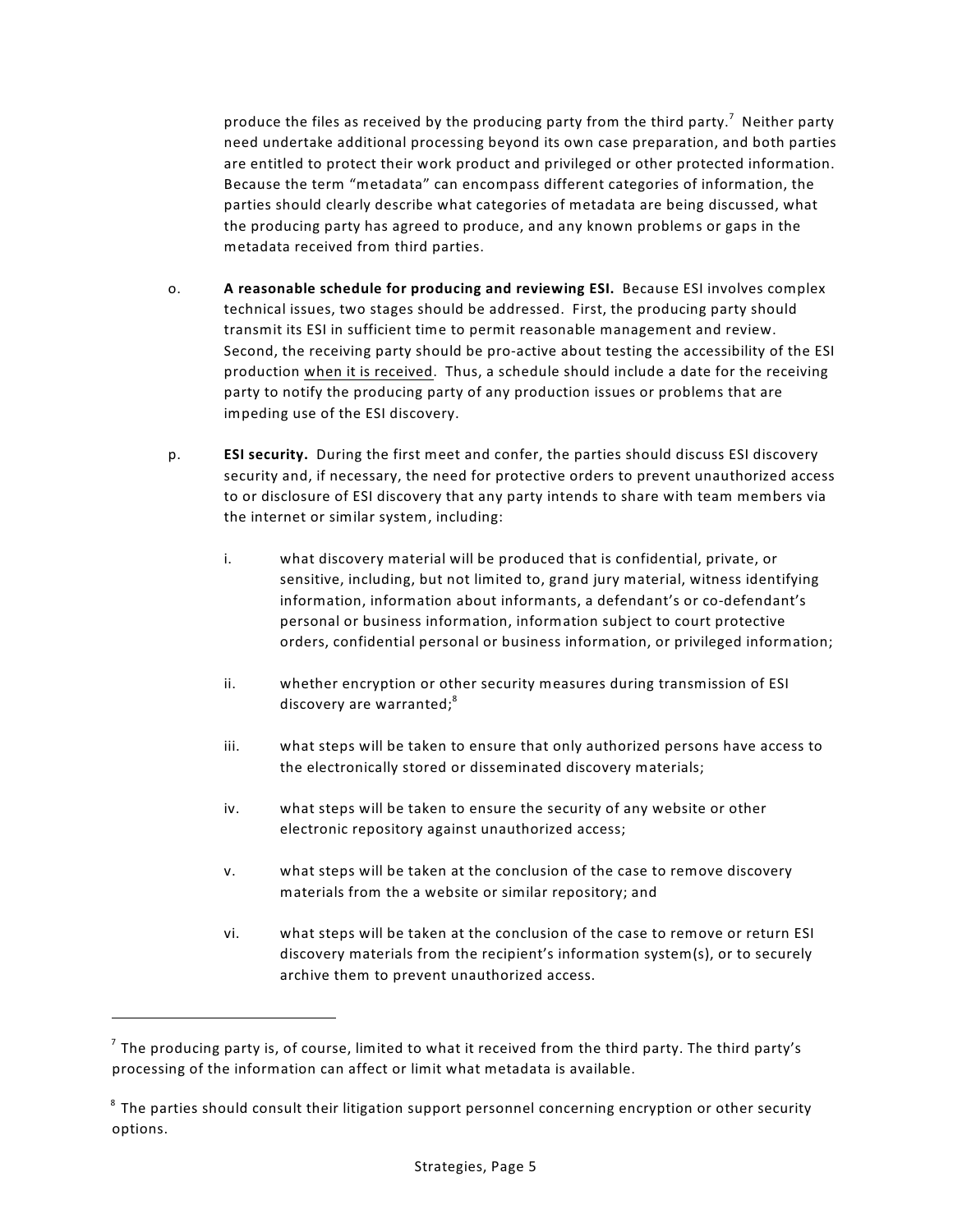produce the files as received by the producing party from the third party.[7] Neither party need undertake additional processing beyond its own case preparation, and both parties are entitled to protect their work product and privileged or other protected information. Because the term "metadata" can encompass different categories of information, the parties should clearly describe what categories of metadata are being discussed, what the producing party has agreed to produce, and any known problems or gaps in the metadata received from third parties.

o. **A reasonable schedule for producing and reviewing ESI.** Because ESI involves complex technical issues, two stages should be addressed. First, the producing party should transmit its ESI in sufficient time to permit reasonable management and review. Second, the receiving party should be pro-active about testing the accessibility of the ESI production <u>when it is received</u>. Thus, a schedule should include a date for the receiving party to notify the producing party of any production issues or problems that are impeding use of the ESI discovery.

p. **ESI security.** During the first meet and confer, the parties should discuss ESI discovery security and, if necessary, the need for protective orders to prevent unauthorized access to or disclosure of ESI discovery that any party intends to share with team members via the internet or similar system, including:

   i. what discovery material will be produced that is confidential, private, or sensitive, including, but not limited to, grand jury material, witness identifying information, information about informants, a defendant's or co-defendant's personal or business information, information subject to court protective orders, confidential personal or business information, or privileged information;

   ii. whether encryption or other security measures during transmission of ESI discovery are warranted;[8]

   iii. what steps will be taken to ensure that only authorized persons have access to the electronically stored or disseminated discovery materials;

   iv. what steps will be taken to ensure the security of any website or other electronic repository against unauthorized access;

   v. what steps will be taken at the conclusion of the case to remove discovery materials from the a website or similar repository; and

   vi. what steps will be taken at the conclusion of the case to remove or return ESI discovery materials from the recipient's information system(s), or to securely archive them to prevent unauthorized access.

---

[7] The producing party is, of course, limited to what it received from the third party. The third party's processing of the information can affect or limit what metadata is available.

[8] The parties should consult their litigation support personnel concerning encryption or other security options.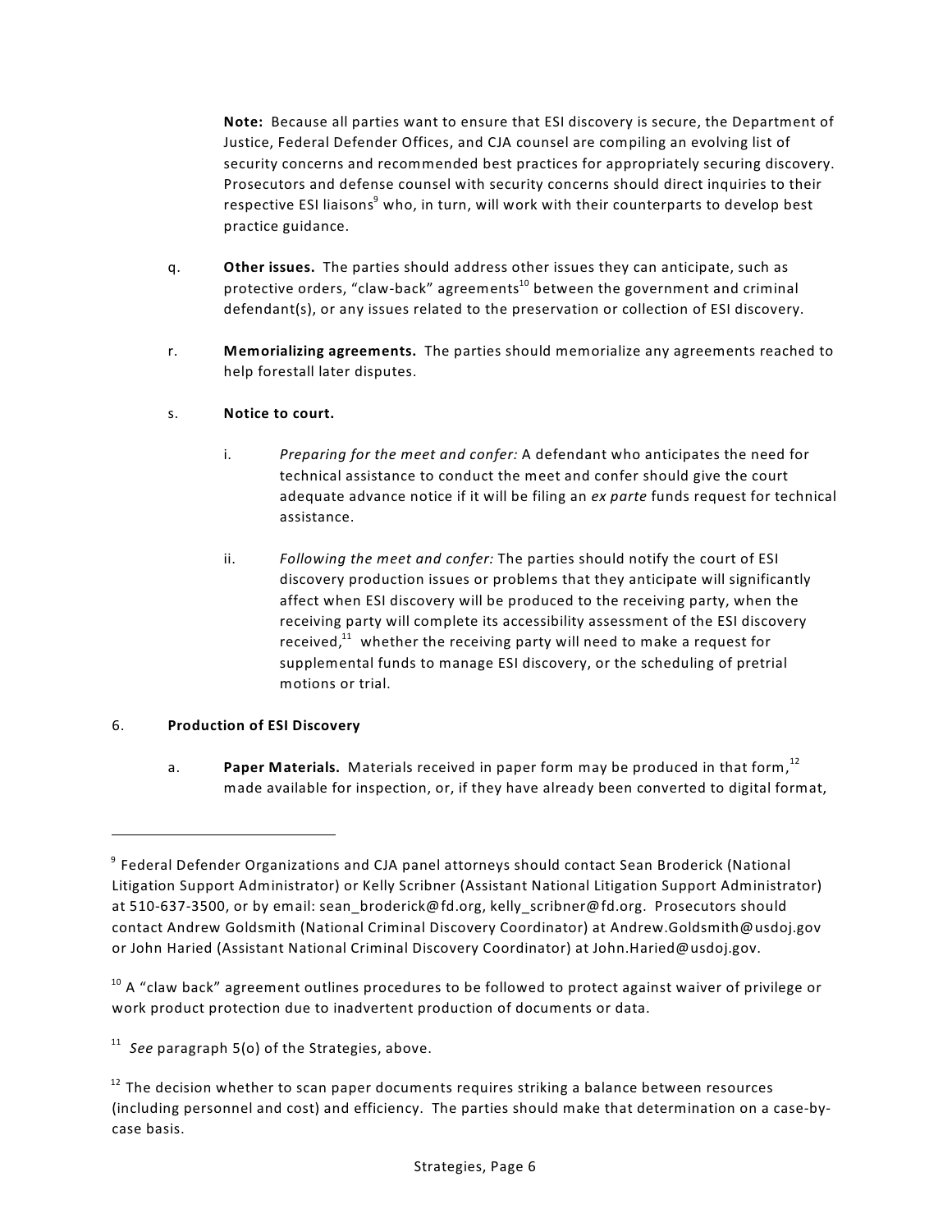**Note:** Because all parties want to ensure that ESI discovery is secure, the Department of Justice, Federal Defender Offices, and CJA counsel are compiling an evolving list of security concerns and recommended best practices for appropriately securing discovery. Prosecutors and defense counsel with security concerns should direct inquiries to their respective ESI liaisons[9] who, in turn, will work with their counterparts to develop best practice guidance.

q. **Other issues.** The parties should address other issues they can anticipate, such as protective orders, "claw-back" agreements[10] between the government and criminal defendant(s), or any issues related to the preservation or collection of ESI discovery.

r. **Memorializing agreements.** The parties should memorialize any agreements reached to help forestall later disputes.

s. **Notice to court.**

i. *Preparing for the meet and confer:* A defendant who anticipates the need for technical assistance to conduct the meet and confer should give the court adequate advance notice if it will be filing an *ex parte* funds request for technical assistance.

ii. *Following the meet and confer:* The parties should notify the court of ESI discovery production issues or problems that they anticipate will significantly affect when ESI discovery will be produced to the receiving party, when the receiving party will complete its accessibility assessment of the ESI discovery received,[11] whether the receiving party will need to make a request for supplemental funds to manage ESI discovery, or the scheduling of pretrial motions or trial.

6. **Production of ESI Discovery**

a. **Paper Materials.** Materials received in paper form may be produced in that form,[12] made available for inspection, or, if they have already been converted to digital format,

---

[9] Federal Defender Organizations and CJA panel attorneys should contact Sean Broderick (National Litigation Support Administrator) or Kelly Scribner (Assistant National Litigation Support Administrator) at 510-637-3500, or by email: sean_broderick@fd.org, kelly_scribner@fd.org. Prosecutors should contact Andrew Goldsmith (National Criminal Discovery Coordinator) at Andrew.Goldsmith@usdoj.gov or John Haried (Assistant National Criminal Discovery Coordinator) at John.Haried@usdoj.gov.

[10] A "claw back" agreement outlines procedures to be followed to protect against waiver of privilege or work product protection due to inadvertent production of documents or data.

[11] *See* paragraph 5(o) of the Strategies, above.

[12] The decision whether to scan paper documents requires striking a balance between resources (including personnel and cost) and efficiency. The parties should make that determination on a case-by-case basis.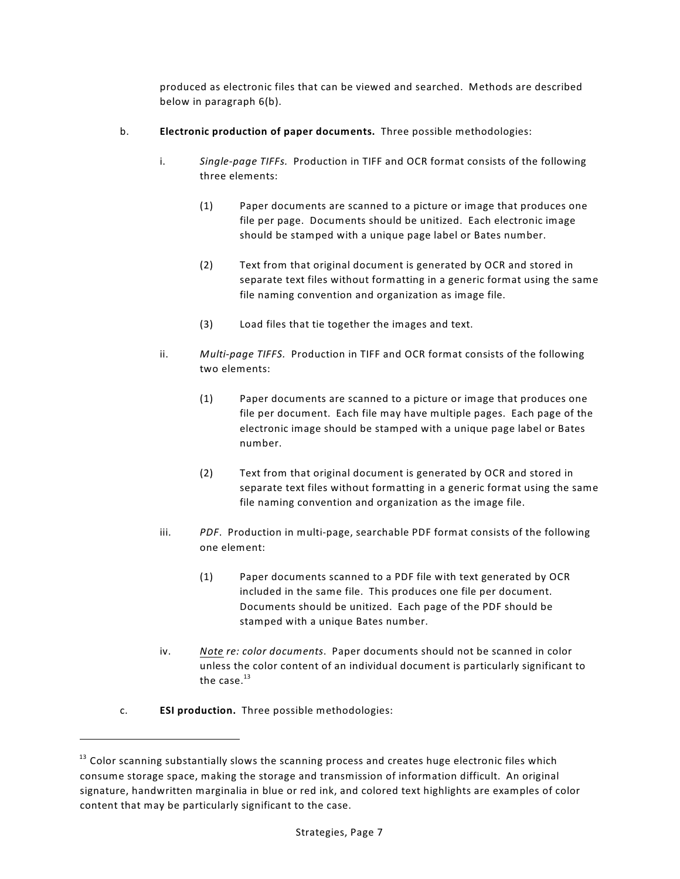produced as electronic files that can be viewed and searched. Methods are described below in paragraph 6(b).

b. **Electronic production of paper documents.** Three possible methodologies:

i. *Single-page TIFFs.* Production in TIFF and OCR format consists of the following three elements:

(1) Paper documents are scanned to a picture or image that produces one file per page. Documents should be unitized. Each electronic image should be stamped with a unique page label or Bates number.

(2) Text from that original document is generated by OCR and stored in separate text files without formatting in a generic format using the same file naming convention and organization as image file.

(3) Load files that tie together the images and text.

ii. *Multi-page TIFFS.* Production in TIFF and OCR format consists of the following two elements:

(1) Paper documents are scanned to a picture or image that produces one file per document. Each file may have multiple pages. Each page of the electronic image should be stamped with a unique page label or Bates number.

(2) Text from that original document is generated by OCR and stored in separate text files without formatting in a generic format using the same file naming convention and organization as the image file.

iii. *PDF*. Production in multi-page, searchable PDF format consists of the following one element:

(1) Paper documents scanned to a PDF file with text generated by OCR included in the same file. This produces one file per document. Documents should be unitized. Each page of the PDF should be stamped with a unique Bates number.

iv. *Note re: color documents*. Paper documents should not be scanned in color unless the color content of an individual document is particularly significant to the case.[13]

c. **ESI production.** Three possible methodologies:

---

[13] Color scanning substantially slows the scanning process and creates huge electronic files which consume storage space, making the storage and transmission of information difficult. An original signature, handwritten marginalia in blue or red ink, and colored text highlights are examples of color content that may be particularly significant to the case.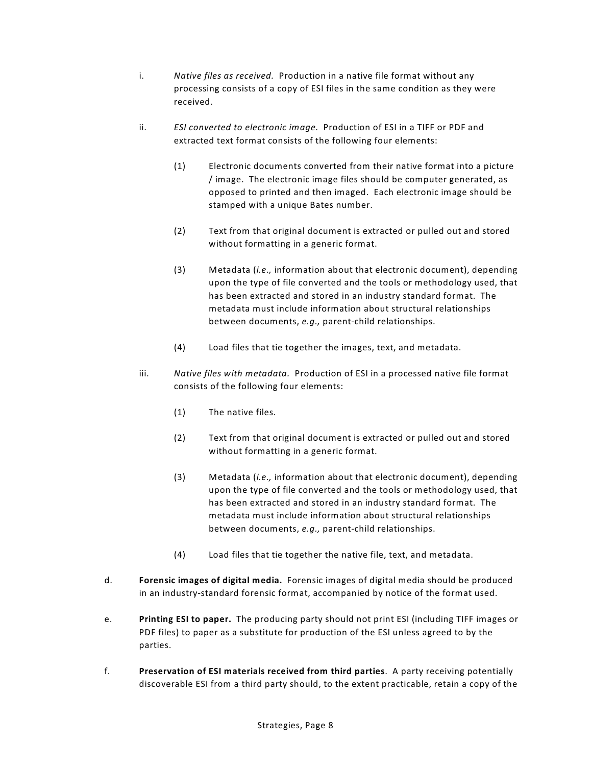i. *Native files as received.* Production in a native file format without any processing consists of a copy of ESI files in the same condition as they were received.

ii. *ESI converted to electronic image.* Production of ESI in a TIFF or PDF and extracted text format consists of the following four elements:

(1) Electronic documents converted from their native format into a picture / image. The electronic image files should be computer generated, as opposed to printed and then imaged. Each electronic image should be stamped with a unique Bates number.

(2) Text from that original document is extracted or pulled out and stored without formatting in a generic format.

(3) Metadata (*i.e.,* information about that electronic document), depending upon the type of file converted and the tools or methodology used, that has been extracted and stored in an industry standard format. The metadata must include information about structural relationships between documents, *e.g.,* parent-child relationships.

(4) Load files that tie together the images, text, and metadata.

iii. *Native files with metadata.* Production of ESI in a processed native file format consists of the following four elements:

(1) The native files.

(2) Text from that original document is extracted or pulled out and stored without formatting in a generic format.

(3) Metadata (*i.e.,* information about that electronic document), depending upon the type of file converted and the tools or methodology used, that has been extracted and stored in an industry standard format. The metadata must include information about structural relationships between documents, *e.g.,* parent-child relationships.

(4) Load files that tie together the native file, text, and metadata.

d. **Forensic images of digital media.** Forensic images of digital media should be produced in an industry-standard forensic format, accompanied by notice of the format used.

e. **Printing ESI to paper.** The producing party should not print ESI (including TIFF images or PDF files) to paper as a substitute for production of the ESI unless agreed to by the parties.

f. **Preservation of ESI materials received from third parties**. A party receiving potentially discoverable ESI from a third party should, to the extent practicable, retain a copy of the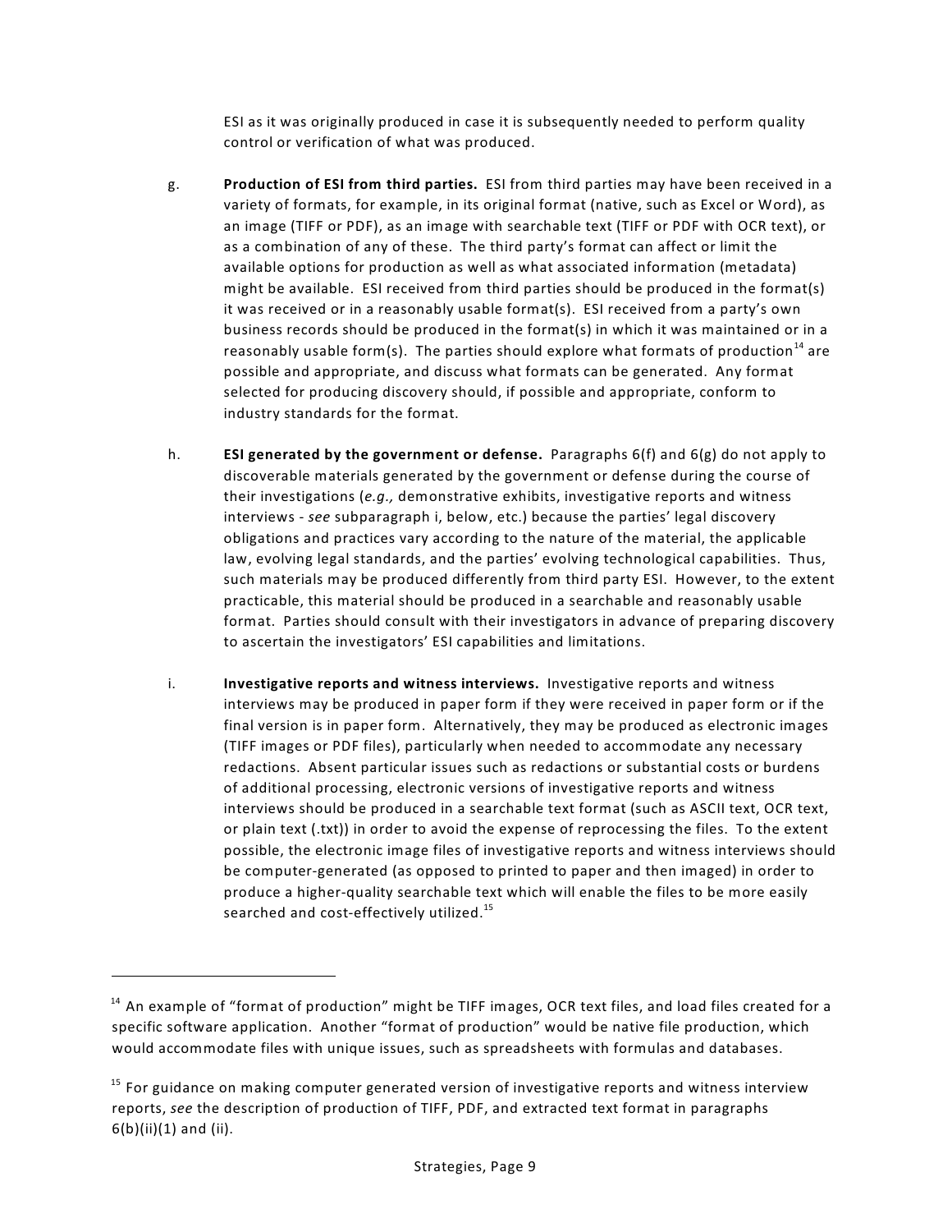ESI as it was originally produced in case it is subsequently needed to perform quality control or verification of what was produced.

g. **Production of ESI from third parties.** ESI from third parties may have been received in a variety of formats, for example, in its original format (native, such as Excel or Word), as an image (TIFF or PDF), as an image with searchable text (TIFF or PDF with OCR text), or as a combination of any of these. The third party's format can affect or limit the available options for production as well as what associated information (metadata) might be available. ESI received from third parties should be produced in the format(s) it was received or in a reasonably usable format(s). ESI received from a party's own business records should be produced in the format(s) in which it was maintained or in a reasonably usable form(s). The parties should explore what formats of production[14] are possible and appropriate, and discuss what formats can be generated. Any format selected for producing discovery should, if possible and appropriate, conform to industry standards for the format.

h. **ESI generated by the government or defense.** Paragraphs 6(f) and 6(g) do not apply to discoverable materials generated by the government or defense during the course of their investigations (*e.g.,* demonstrative exhibits, investigative reports and witness interviews - *see* subparagraph i, below, etc.) because the parties' legal discovery obligations and practices vary according to the nature of the material, the applicable law, evolving legal standards, and the parties' evolving technological capabilities. Thus, such materials may be produced differently from third party ESI. However, to the extent practicable, this material should be produced in a searchable and reasonably usable format. Parties should consult with their investigators in advance of preparing discovery to ascertain the investigators' ESI capabilities and limitations.

i. **Investigative reports and witness interviews.** Investigative reports and witness interviews may be produced in paper form if they were received in paper form or if the final version is in paper form. Alternatively, they may be produced as electronic images (TIFF images or PDF files), particularly when needed to accommodate any necessary redactions. Absent particular issues such as redactions or substantial costs or burdens of additional processing, electronic versions of investigative reports and witness interviews should be produced in a searchable text format (such as ASCII text, OCR text, or plain text (.txt)) in order to avoid the expense of reprocessing the files. To the extent possible, the electronic image files of investigative reports and witness interviews should be computer-generated (as opposed to printed to paper and then imaged) in order to produce a higher-quality searchable text which will enable the files to be more easily searched and cost-effectively utilized.[15]

---

[14] An example of "format of production" might be TIFF images, OCR text files, and load files created for a specific software application. Another "format of production" would be native file production, which would accommodate files with unique issues, such as spreadsheets with formulas and databases.

[15] For guidance on making computer generated version of investigative reports and witness interview reports, *see* the description of production of TIFF, PDF, and extracted text format in paragraphs 6(b)(ii)(1) and (ii).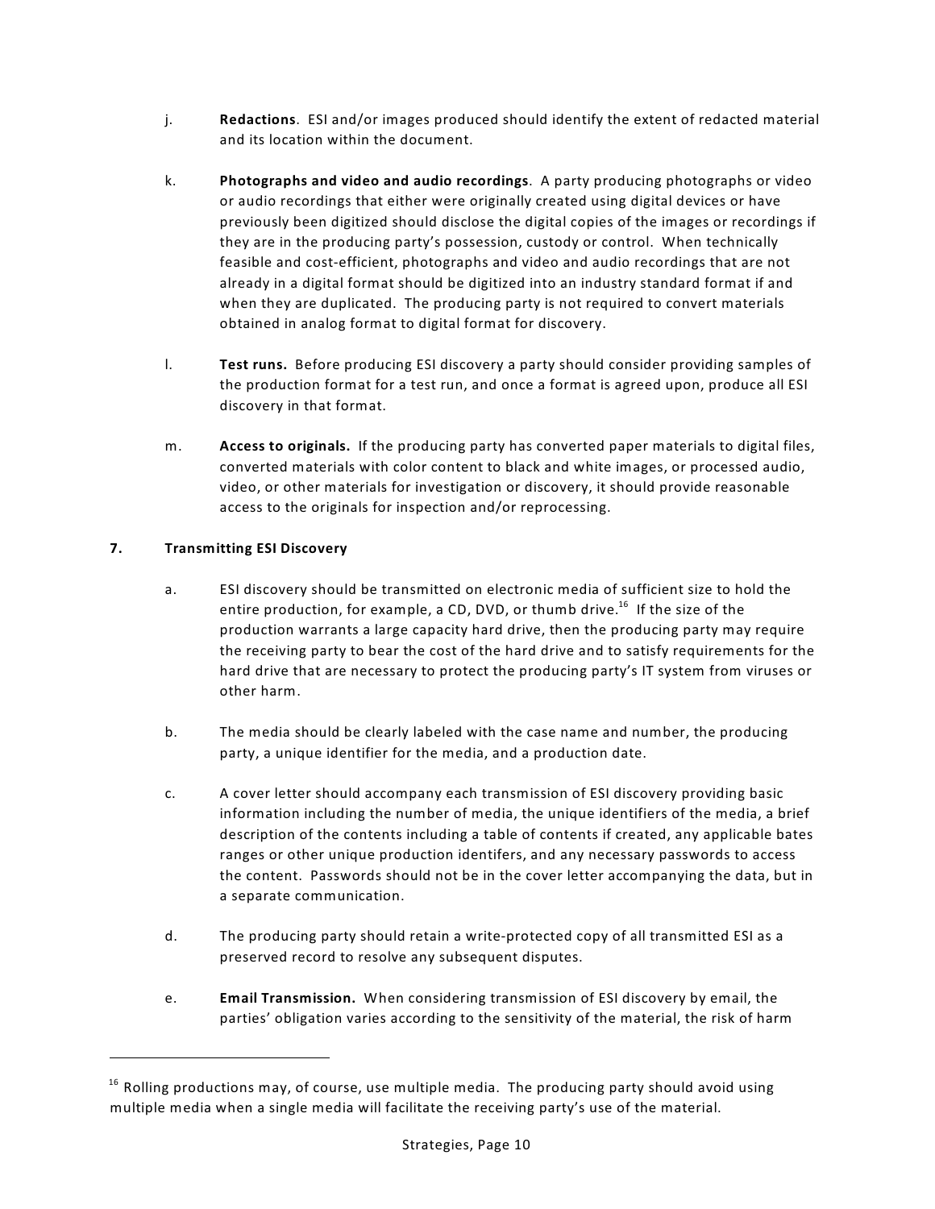j. **Redactions**. ESI and/or images produced should identify the extent of redacted material and its location within the document.

k. **Photographs and video and audio recordings**. A party producing photographs or video or audio recordings that either were originally created using digital devices or have previously been digitized should disclose the digital copies of the images or recordings if they are in the producing party's possession, custody or control. When technically feasible and cost-efficient, photographs and video and audio recordings that are not already in a digital format should be digitized into an industry standard format if and when they are duplicated. The producing party is not required to convert materials obtained in analog format to digital format for discovery.

l. **Test runs.** Before producing ESI discovery a party should consider providing samples of the production format for a test run, and once a format is agreed upon, produce all ESI discovery in that format.

m. **Access to originals.** If the producing party has converted paper materials to digital files, converted materials with color content to black and white images, or processed audio, video, or other materials for investigation or discovery, it should provide reasonable access to the originals for inspection and/or reprocessing.

**7. Transmitting ESI Discovery**

a. ESI discovery should be transmitted on electronic media of sufficient size to hold the entire production, for example, a CD, DVD, or thumb drive.[16] If the size of the production warrants a large capacity hard drive, then the producing party may require the receiving party to bear the cost of the hard drive and to satisfy requirements for the hard drive that are necessary to protect the producing party's IT system from viruses or other harm.

b. The media should be clearly labeled with the case name and number, the producing party, a unique identifier for the media, and a production date.

c. A cover letter should accompany each transmission of ESI discovery providing basic information including the number of media, the unique identifiers of the media, a brief description of the contents including a table of contents if created, any applicable bates ranges or other unique production identifers, and any necessary passwords to access the content. Passwords should not be in the cover letter accompanying the data, but in a separate communication.

d. The producing party should retain a write-protected copy of all transmitted ESI as a preserved record to resolve any subsequent disputes.

e. **Email Transmission.** When considering transmission of ESI discovery by email, the parties' obligation varies according to the sensitivity of the material, the risk of harm

---

[16] Rolling productions may, of course, use multiple media. The producing party should avoid using multiple media when a single media will facilitate the receiving party's use of the material.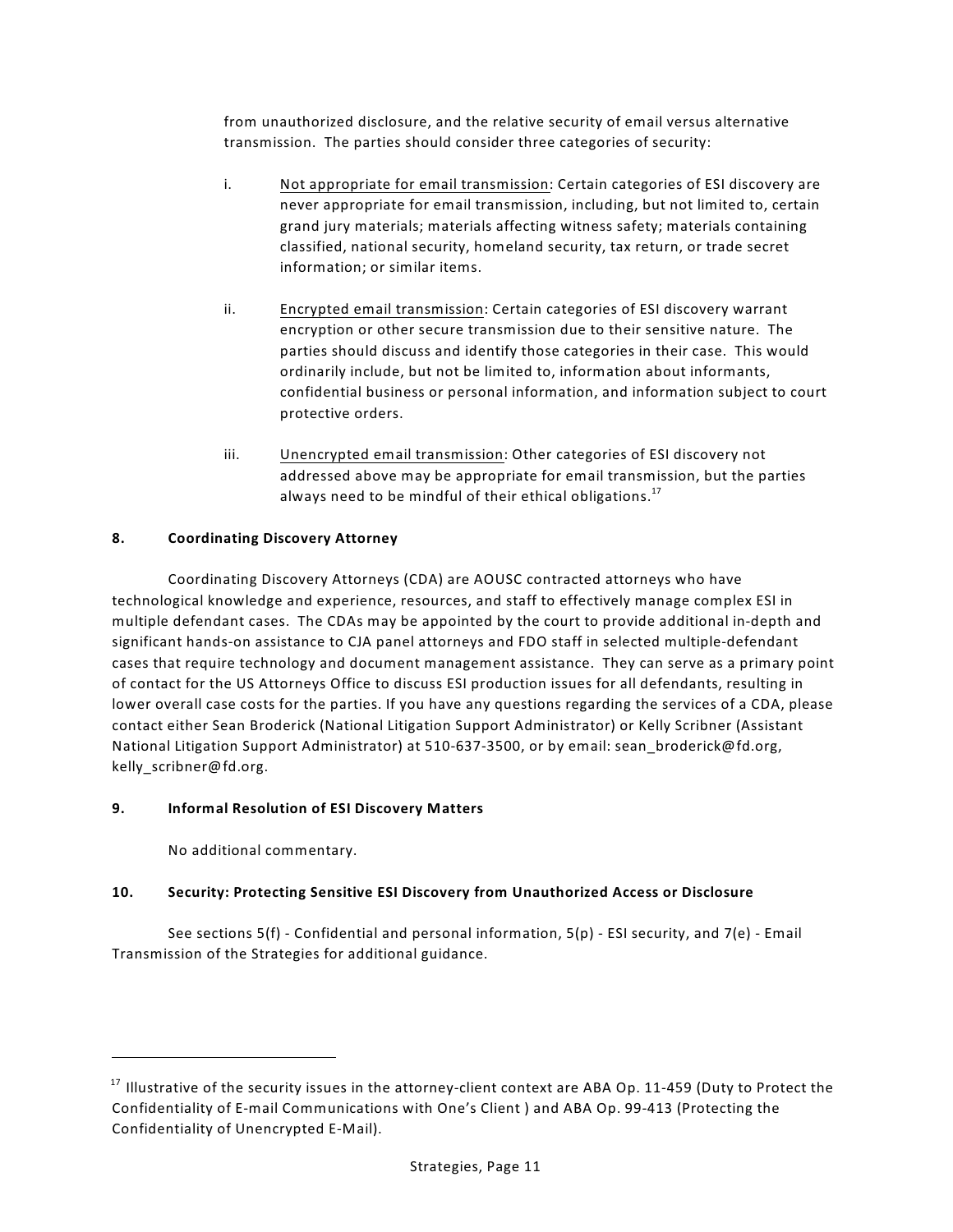from unauthorized disclosure, and the relative security of email versus alternative transmission. The parties should consider three categories of security:

i. Not appropriate for email transmission: Certain categories of ESI discovery are never appropriate for email transmission, including, but not limited to, certain grand jury materials; materials affecting witness safety; materials containing classified, national security, homeland security, tax return, or trade secret information; or similar items.

ii. Encrypted email transmission: Certain categories of ESI discovery warrant encryption or other secure transmission due to their sensitive nature. The parties should discuss and identify those categories in their case. This would ordinarily include, but not be limited to, information about informants, confidential business or personal information, and information subject to court protective orders.

iii. Unencrypted email transmission: Other categories of ESI discovery not addressed above may be appropriate for email transmission, but the parties always need to be mindful of their ethical obligations.[17]

### 8. Coordinating Discovery Attorney

Coordinating Discovery Attorneys (CDA) are AOUSC contracted attorneys who have technological knowledge and experience, resources, and staff to effectively manage complex ESI in multiple defendant cases. The CDAs may be appointed by the court to provide additional in-depth and significant hands-on assistance to CJA panel attorneys and FDO staff in selected multiple-defendant cases that require technology and document management assistance. They can serve as a primary point of contact for the US Attorneys Office to discuss ESI production issues for all defendants, resulting in lower overall case costs for the parties. If you have any questions regarding the services of a CDA, please contact either Sean Broderick (National Litigation Support Administrator) or Kelly Scribner (Assistant National Litigation Support Administrator) at 510-637-3500, or by email: sean_broderick@fd.org, kelly_scribner@fd.org.

### 9. Informal Resolution of ESI Discovery Matters

No additional commentary.

### 10. Security: Protecting Sensitive ESI Discovery from Unauthorized Access or Disclosure

See sections 5(f) - Confidential and personal information, 5(p) - ESI security, and 7(e) - Email Transmission of the Strategies for additional guidance.

---

[17] Illustrative of the security issues in the attorney-client context are ABA Op. 11-459 (Duty to Protect the Confidentiality of E-mail Communications with One's Client ) and ABA Op. 99-413 (Protecting the Confidentiality of Unencrypted E-Mail).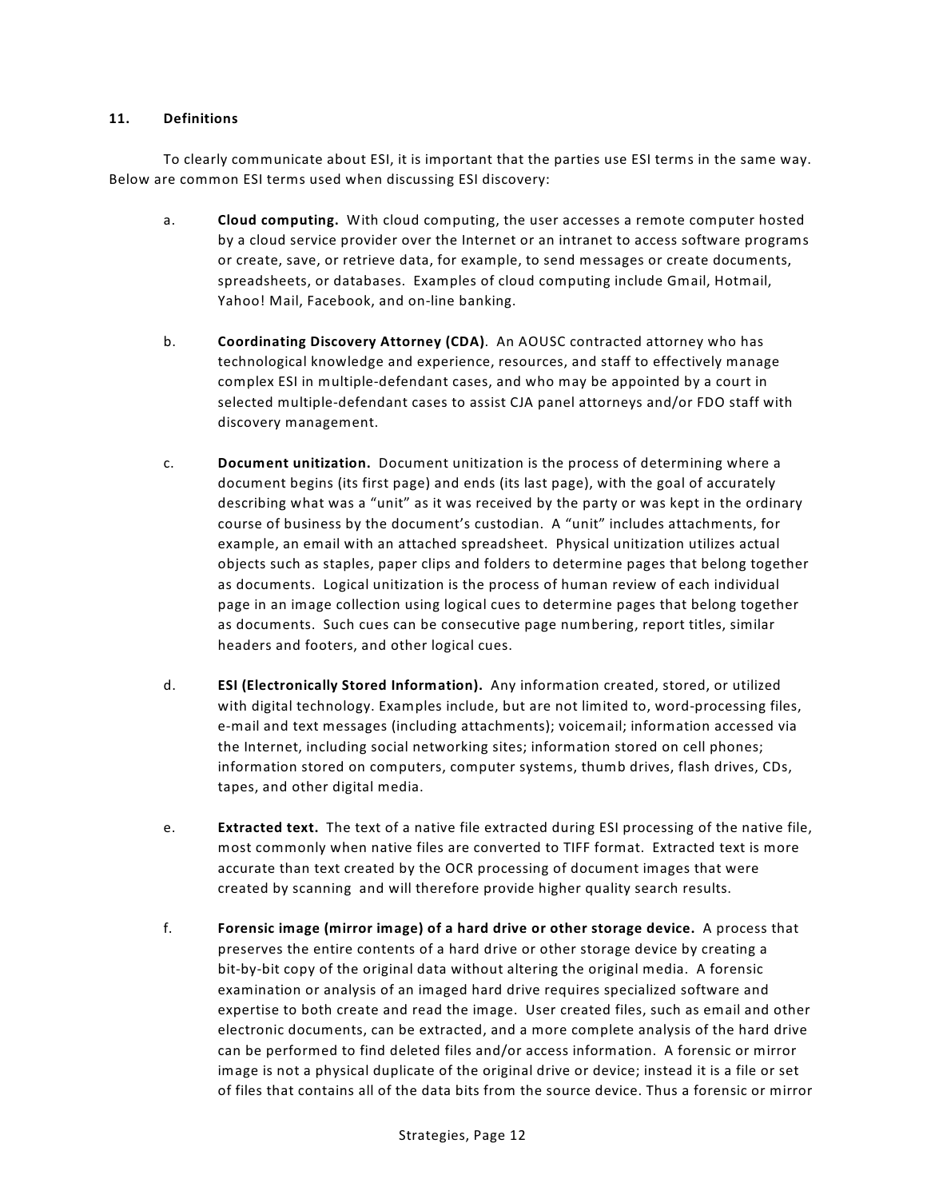## 11. Definitions

To clearly communicate about ESI, it is important that the parties use ESI terms in the same way. Below are common ESI terms used when discussing ESI discovery:

a. **Cloud computing.** With cloud computing, the user accesses a remote computer hosted by a cloud service provider over the Internet or an intranet to access software programs or create, save, or retrieve data, for example, to send messages or create documents, spreadsheets, or databases. Examples of cloud computing include Gmail, Hotmail, Yahoo! Mail, Facebook, and on-line banking.

b. **Coordinating Discovery Attorney (CDA)**. An AOUSC contracted attorney who has technological knowledge and experience, resources, and staff to effectively manage complex ESI in multiple-defendant cases, and who may be appointed by a court in selected multiple-defendant cases to assist CJA panel attorneys and/or FDO staff with discovery management.

c. **Document unitization.** Document unitization is the process of determining where a document begins (its first page) and ends (its last page), with the goal of accurately describing what was a "unit" as it was received by the party or was kept in the ordinary course of business by the document's custodian. A "unit" includes attachments, for example, an email with an attached spreadsheet. Physical unitization utilizes actual objects such as staples, paper clips and folders to determine pages that belong together as documents. Logical unitization is the process of human review of each individual page in an image collection using logical cues to determine pages that belong together as documents. Such cues can be consecutive page numbering, report titles, similar headers and footers, and other logical cues.

d. **ESI (Electronically Stored Information).** Any information created, stored, or utilized with digital technology. Examples include, but are not limited to, word-processing files, e-mail and text messages (including attachments); voicemail; information accessed via the Internet, including social networking sites; information stored on cell phones; information stored on computers, computer systems, thumb drives, flash drives, CDs, tapes, and other digital media.

e. **Extracted text.** The text of a native file extracted during ESI processing of the native file, most commonly when native files are converted to TIFF format. Extracted text is more accurate than text created by the OCR processing of document images that were created by scanning and will therefore provide higher quality search results.

f. **Forensic image (mirror image) of a hard drive or other storage device.** A process that preserves the entire contents of a hard drive or other storage device by creating a bit-by-bit copy of the original data without altering the original media. A forensic examination or analysis of an imaged hard drive requires specialized software and expertise to both create and read the image. User created files, such as email and other electronic documents, can be extracted, and a more complete analysis of the hard drive can be performed to find deleted files and/or access information. A forensic or mirror image is not a physical duplicate of the original drive or device; instead it is a file or set of files that contains all of the data bits from the source device. Thus a forensic or mirror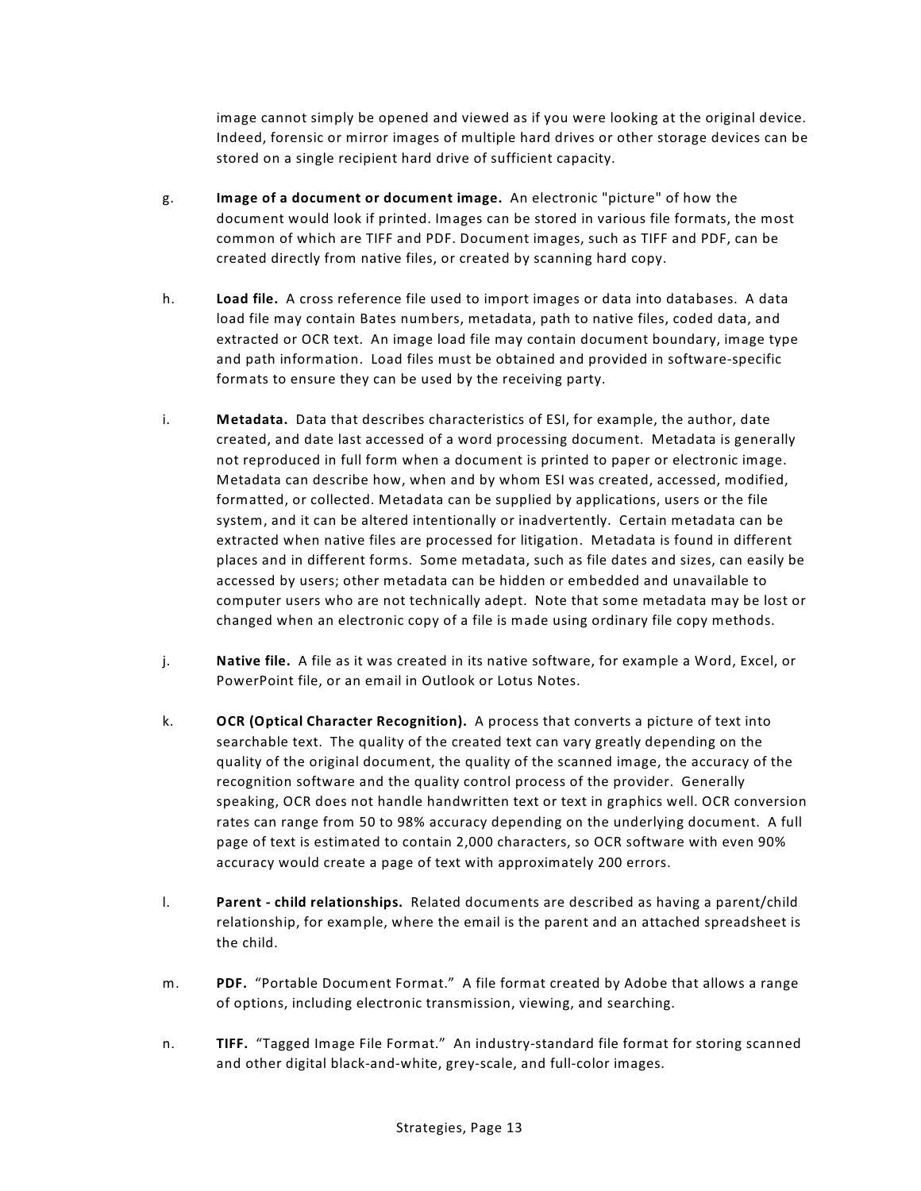image cannot simply be opened and viewed as if you were looking at the original device. Indeed, forensic or mirror images of multiple hard drives or other storage devices can be stored on a single recipient hard drive of sufficient capacity.

g. **Image of a document or document image.** An electronic "picture" of how the document would look if printed. Images can be stored in various file formats, the most common of which are TIFF and PDF. Document images, such as TIFF and PDF, can be created directly from native files, or created by scanning hard copy.

h. **Load file.** A cross reference file used to import images or data into databases. A data load file may contain Bates numbers, metadata, path to native files, coded data, and extracted or OCR text. An image load file may contain document boundary, image type and path information. Load files must be obtained and provided in software-specific formats to ensure they can be used by the receiving party.

i. **Metadata.** Data that describes characteristics of ESI, for example, the author, date created, and date last accessed of a word processing document. Metadata is generally not reproduced in full form when a document is printed to paper or electronic image. Metadata can describe how, when and by whom ESI was created, accessed, modified, formatted, or collected. Metadata can be supplied by applications, users or the file system, and it can be altered intentionally or inadvertently. Certain metadata can be extracted when native files are processed for litigation. Metadata is found in different places and in different forms. Some metadata, such as file dates and sizes, can easily be accessed by users; other metadata can be hidden or embedded and unavailable to computer users who are not technically adept. Note that some metadata may be lost or changed when an electronic copy of a file is made using ordinary file copy methods.

j. **Native file.** A file as it was created in its native software, for example a Word, Excel, or PowerPoint file, or an email in Outlook or Lotus Notes.

k. **OCR (Optical Character Recognition).** A process that converts a picture of text into searchable text. The quality of the created text can vary greatly depending on the quality of the original document, the quality of the scanned image, the accuracy of the recognition software and the quality control process of the provider. Generally speaking, OCR does not handle handwritten text or text in graphics well. OCR conversion rates can range from 50 to 98% accuracy depending on the underlying document. A full page of text is estimated to contain 2,000 characters, so OCR software with even 90% accuracy would create a page of text with approximately 200 errors.

l. **Parent - child relationships.** Related documents are described as having a parent/child relationship, for example, where the email is the parent and an attached spreadsheet is the child.

m. **PDF.** "Portable Document Format." A file format created by Adobe that allows a range of options, including electronic transmission, viewing, and searching.

n. **TIFF.** "Tagged Image File Format." An industry-standard file format for storing scanned and other digital black-and-white, grey-scale, and full-color images.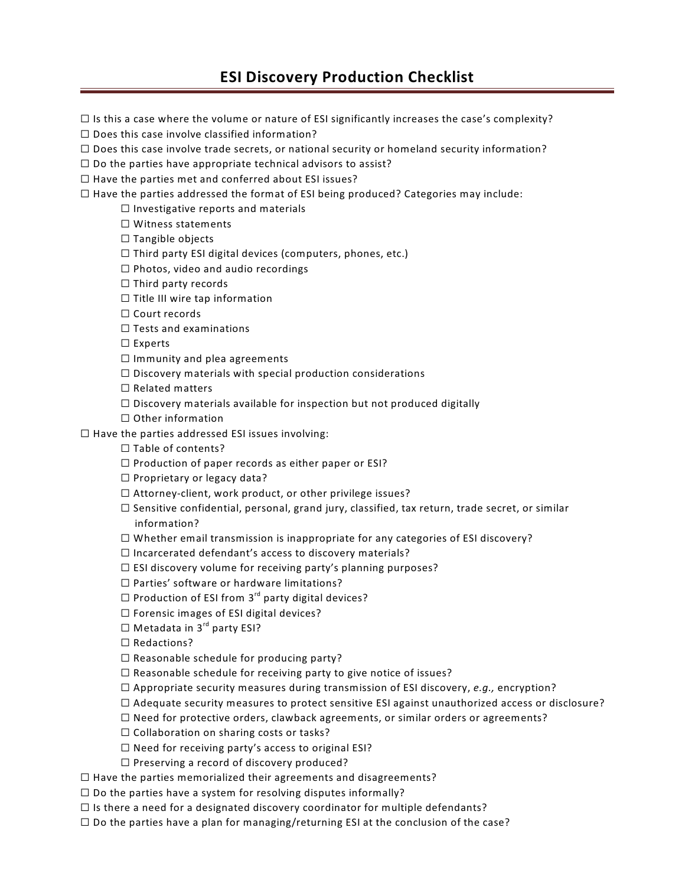# ESI Discovery Production Checklist

- ☐ Is this a case where the volume or nature of ESI significantly increases the case's complexity?
- ☐ Does this case involve classified information?
- ☐ Does this case involve trade secrets, or national security or homeland security information?
- ☐ Do the parties have appropriate technical advisors to assist?
- ☐ Have the parties met and conferred about ESI issues?
- ☐ Have the parties addressed the format of ESI being produced? Categories may include:
  - ☐ Investigative reports and materials
  - ☐ Witness statements
  - ☐ Tangible objects
  - ☐ Third party ESI digital devices (computers, phones, etc.)
  - ☐ Photos, video and audio recordings
  - ☐ Third party records
  - ☐ Title III wire tap information
  - ☐ Court records
  - ☐ Tests and examinations
  - ☐ Experts
  - ☐ Immunity and plea agreements
  - ☐ Discovery materials with special production considerations
  - ☐ Related matters
  - ☐ Discovery materials available for inspection but not produced digitally
  - ☐ Other information
- ☐ Have the parties addressed ESI issues involving:
  - ☐ Table of contents?
  - ☐ Production of paper records as either paper or ESI?
  - ☐ Proprietary or legacy data?
  - ☐ Attorney-client, work product, or other privilege issues?
  - ☐ Sensitive confidential, personal, grand jury, classified, tax return, trade secret, or similar information?
  - ☐ Whether email transmission is inappropriate for any categories of ESI discovery?
  - ☐ Incarcerated defendant's access to discovery materials?
  - ☐ ESI discovery volume for receiving party's planning purposes?
  - ☐ Parties' software or hardware limitations?
  - ☐ Production of ESI from 3rd party digital devices?
  - ☐ Forensic images of ESI digital devices?
  - ☐ Metadata in 3rd party ESI?
  - ☐ Redactions?
  - ☐ Reasonable schedule for producing party?
  - ☐ Reasonable schedule for receiving party to give notice of issues?
  - ☐ Appropriate security measures during transmission of ESI discovery, *e.g.,* encryption?
  - ☐ Adequate security measures to protect sensitive ESI against unauthorized access or disclosure?
  - ☐ Need for protective orders, clawback agreements, or similar orders or agreements?
  - ☐ Collaboration on sharing costs or tasks?
  - ☐ Need for receiving party's access to original ESI?
  - ☐ Preserving a record of discovery produced?
- ☐ Have the parties memorialized their agreements and disagreements?
- ☐ Do the parties have a system for resolving disputes informally?
- ☐ Is there a need for a designated discovery coordinator for multiple defendants?
- ☐ Do the parties have a plan for managing/returning ESI at the conclusion of the case?